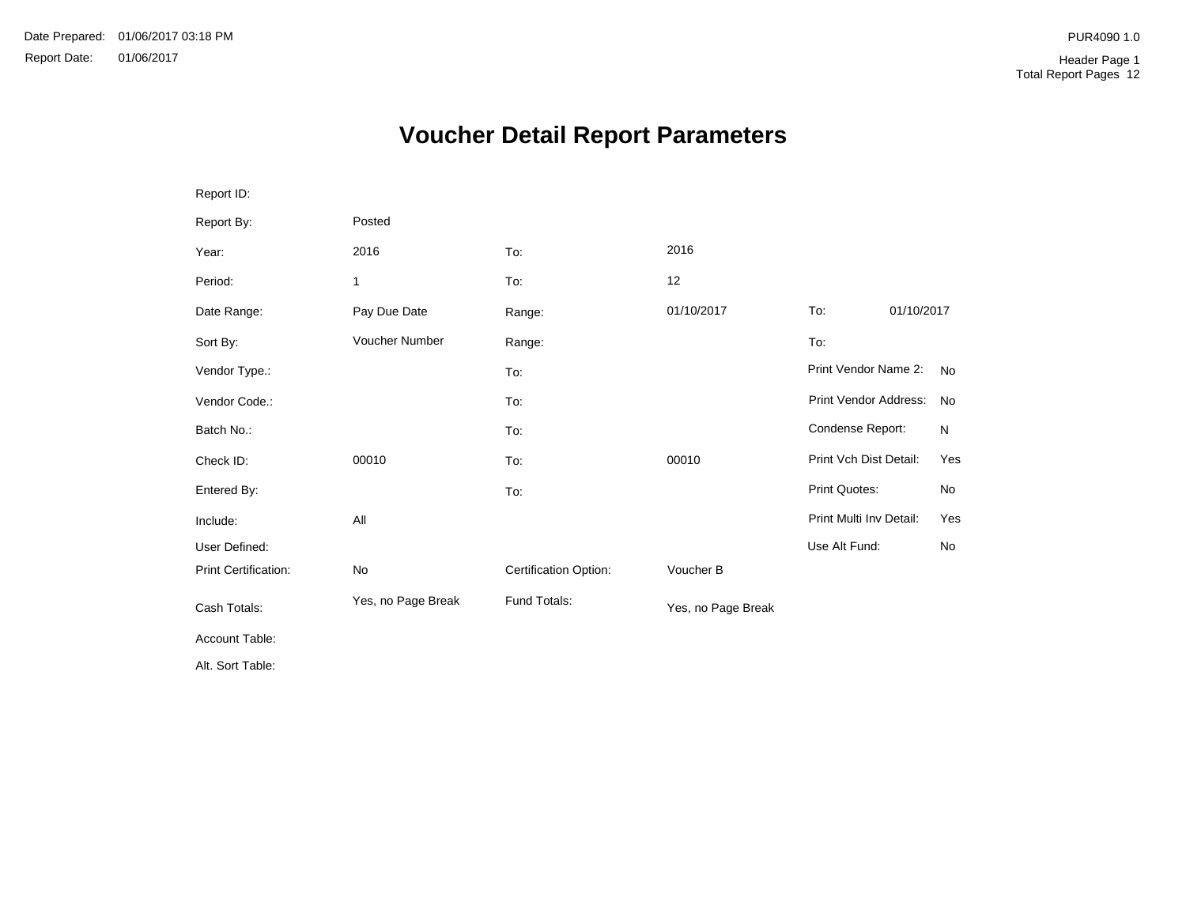Date Prepared: 01/06/2017 03:18 PM
Report Date: 01/06/2017

PUR4090 1.0
Header Page 1
Total Report Pages 12

# Voucher Detail Report Parameters

| | | | | | |
|---|---|---|---|---|---|
| Report ID: | | | | | |
| Report By: | Posted | | | | |
| Year: | 2016 | To: | 2016 | | |
| Period: | 1 | To: | 12 | | |
| Date Range: | Pay Due Date | Range: | 01/10/2017 | To: | 01/10/2017 |
| Sort By: | Voucher Number | Range: | | To: | |
| Vendor Type.: | | To: | | Print Vendor Name 2: | No |
| Vendor Code.: | | To: | | Print Vendor Address: | No |
| Batch No.: | | To: | | Condense Report: | N |
| Check ID: | 00010 | To: | 00010 | Print Vch Dist Detail: | Yes |
| Entered By: | | To: | | Print Quotes: | No |
| Include: | All | | | Print Multi Inv Detail: | Yes |
| User Defined: | | | | Use Alt Fund: | No |
| Print Certification: | No | Certification Option: | Voucher B | | |
| Cash Totals: | Yes, no Page Break | Fund Totals: | Yes, no Page Break | | |
| Account Table: | | | | | |
| Alt. Sort Table: | | | | | |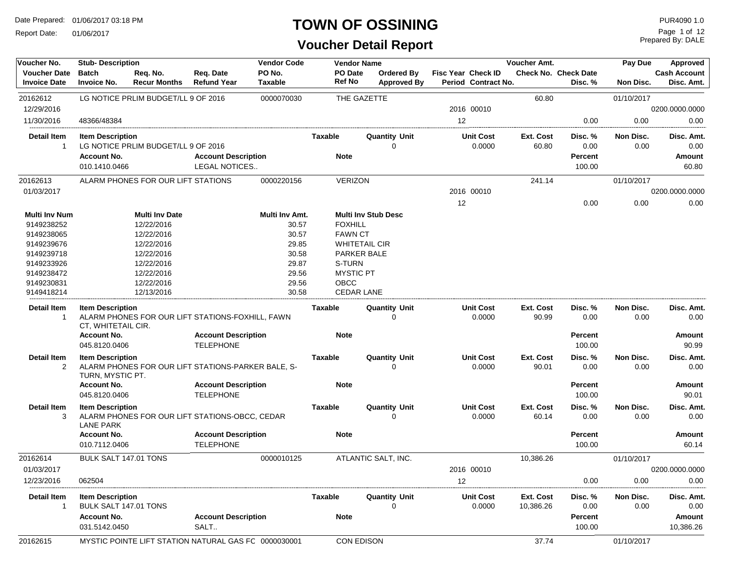# TOWN OF OSSINING

## Voucher Detail Report

Date Prepared: 01/06/2017 03:18 PM
Report Date: 01/06/2017

PUR4090 1.0
Prepared By: DALE

| Voucher No. | Stub- Description | | | Vendor Code | Vendor Name | | | | Voucher Amt. | | Pay Due | Approved |
|---|---|---|---|---|---|---|---|---|---|---|---|---|
| Voucher Date | Batch | Req. No. | Req. Date | PO No. | PO Date | Ordered By | Fisc Year | Check ID | Check No. | Check Date | | Cash Account |
| Invoice Date | Invoice No. | Recur Months | Refund Year | Taxable | Ref No | Approved By | Period | Contract No. | | Disc. % | Non Disc. | Disc. Amt. |
| 20162612 | LG NOTICE PRLIM BUDGET/LL 9 OF 2016 | | | 0000070030 | THE GAZETTE | | | | 60.80 | | 01/10/2017 | |
| 12/29/2016 | | | | | | | 2016 | 00010 | | | | 0200.0000.0000 |
| 11/30/2016 | 48366/48384 | | | | | | 12 | | | 0.00 | 0.00 | 0.00 |

| Detail Item | Item Description | Taxable | Quantity Unit | Unit Cost | Ext. Cost | Disc. % | Non Disc. | Disc. Amt. |
|---|---|---|---|---|---|---|---|---|
| 1 | LG NOTICE PRLIM BUDGET/LL 9 OF 2016 | | 0 | 0.0000 | 60.80 | 0.00 | 0.00 | 0.00 |

| Account No. | Account Description | Note | Percent | Amount |
|---|---|---|---|---|
| 010.1410.0466 | LEGAL NOTICES.. | | 100.00 | 60.80 |

| Voucher No. | Stub- Description | Vendor Code | Vendor Name | Fisc Year | Check ID | Voucher Amt. | Disc. % | Pay Due / Non Disc. | Approved / Cash Account / Disc. Amt. |
|---|---|---|---|---|---|---|---|---|---|
| 20162613 | ALARM PHONES FOR OUR LIFT STATIONS | 0000220156 | VERIZON | | | 241.14 | | 01/10/2017 | |
| 01/03/2017 | | | | 2016 | 00010 | | | | 0200.0000.0000 |
| | | | | 12 | | | 0.00 | 0.00 | 0.00 |

| Multi Inv Num | Multi Inv Date | Multi Inv Amt. | Multi Inv Stub Desc |
|---|---|---|---|
| 9149238252 | 12/22/2016 | 30.57 | FOXHILL |
| 9149238065 | 12/22/2016 | 30.57 | FAWN CT |
| 9149239676 | 12/22/2016 | 29.85 | WHITETAIL CIR |
| 9149239718 | 12/22/2016 | 30.58 | PARKER BALE |
| 9149233926 | 12/22/2016 | 29.87 | S-TURN |
| 9149238472 | 12/22/2016 | 29.56 | MYSTIC PT |
| 9149230831 | 12/22/2016 | 29.56 | OBCC |
| 9149418214 | 12/13/2016 | 30.58 | CEDAR LANE |

| Detail Item | Item Description | Taxable | Quantity Unit | Unit Cost | Ext. Cost | Disc. % | Non Disc. | Disc. Amt. |
|---|---|---|---|---|---|---|---|---|
| 1 | ALARM PHONES FOR OUR LIFT STATIONS-FOXHILL, FAWN CT, WHITETAIL CIR. | | 0 | 0.0000 | 90.99 | 0.00 | 0.00 | 0.00 |

| Account No. | Account Description | Note | Percent | Amount |
|---|---|---|---|---|
| 045.8120.0406 | TELEPHONE | | 100.00 | 90.99 |

| Detail Item | Item Description | Taxable | Quantity Unit | Unit Cost | Ext. Cost | Disc. % | Non Disc. | Disc. Amt. |
|---|---|---|---|---|---|---|---|---|
| 2 | ALARM PHONES FOR OUR LIFT STATIONS-PARKER BALE, S-TURN, MYSTIC PT. | | 0 | 0.0000 | 90.01 | 0.00 | 0.00 | 0.00 |

| Account No. | Account Description | Note | Percent | Amount |
|---|---|---|---|---|
| 045.8120.0406 | TELEPHONE | | 100.00 | 90.01 |

| Detail Item | Item Description | Taxable | Quantity Unit | Unit Cost | Ext. Cost | Disc. % | Non Disc. | Disc. Amt. |
|---|---|---|---|---|---|---|---|---|
| 3 | ALARM PHONES FOR OUR LIFT STATIONS-OBCC, CEDAR LANE PARK | | 0 | 0.0000 | 60.14 | 0.00 | 0.00 | 0.00 |

| Account No. | Account Description | Note | Percent | Amount |
|---|---|---|---|---|
| 010.7112.0406 | TELEPHONE | | 100.00 | 60.14 |

| Voucher No. | Stub- Description | Vendor Code | Vendor Name | Fisc Year | Check ID | Voucher Amt. | Disc. % | Pay Due / Non Disc. | Approved / Cash Account / Disc. Amt. |
|---|---|---|---|---|---|---|---|---|---|
| 20162614 | BULK SALT 147.01 TONS | 0000010125 | ATLANTIC SALT, INC. | | | 10,386.26 | | 01/10/2017 | |
| 01/03/2017 | | | | 2016 | 00010 | | | | 0200.0000.0000 |
| 12/23/2016 | 062504 | | | 12 | | | 0.00 | 0.00 | 0.00 |

| Detail Item | Item Description | Taxable | Quantity Unit | Unit Cost | Ext. Cost | Disc. % | Non Disc. | Disc. Amt. |
|---|---|---|---|---|---|---|---|---|
| 1 | BULK SALT 147.01 TONS | | 0 | 0.0000 | 10,386.26 | 0.00 | 0.00 | 0.00 |

| Account No. | Account Description | Note | Percent | Amount |
|---|---|---|---|---|
| 031.5142.0450 | SALT.. | | 100.00 | 10,386.26 |

| Voucher No. | Stub- Description | Vendor Code | Vendor Name | Voucher Amt. | Pay Due |
|---|---|---|---|---|---|
| 20162615 | MYSTIC POINTE LIFT STATION NATURAL GAS FC | 0000030001 | CON EDISON | 37.74 | 01/10/2017 |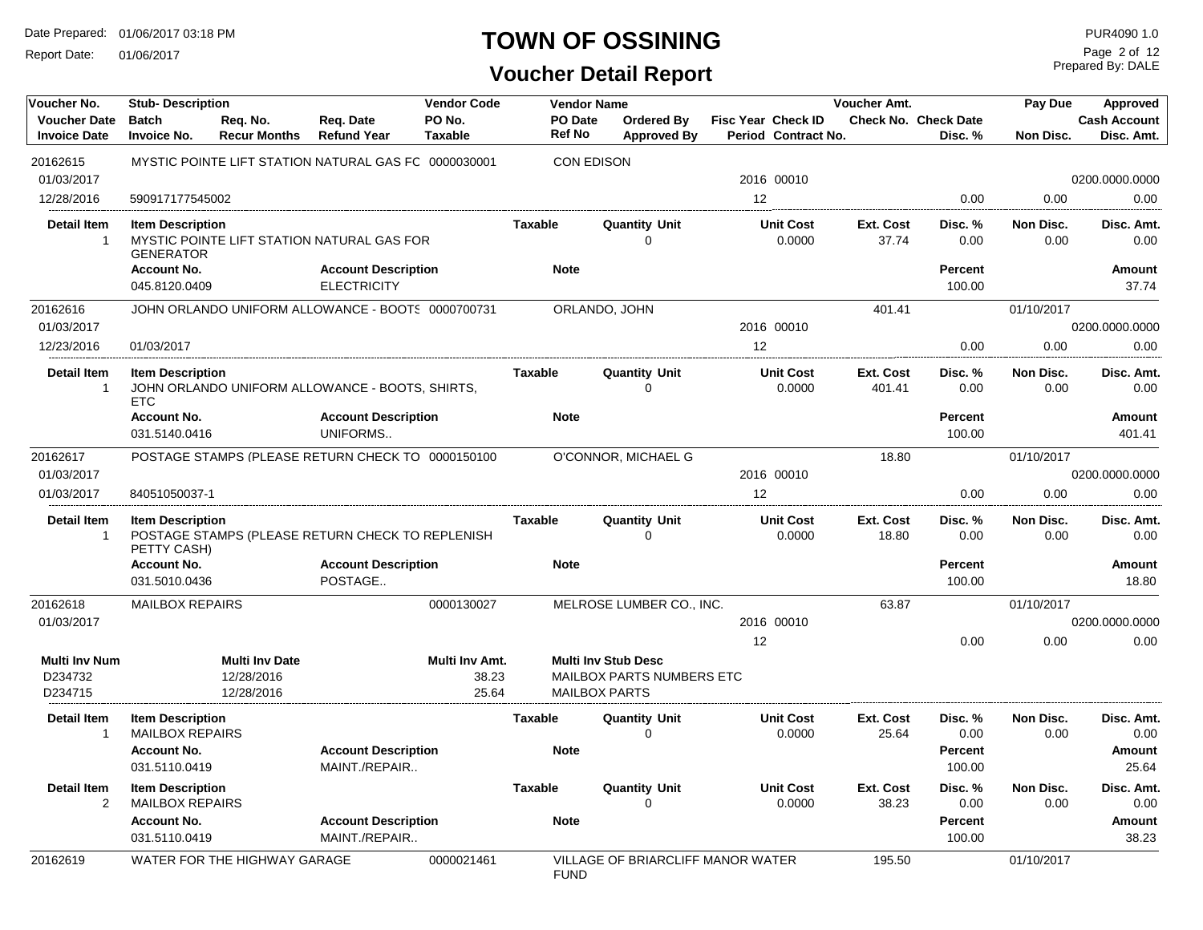# TOWN OF OSSINING

## Voucher Detail Report

Date Prepared: 01/06/2017 03:18 PM
Report Date: 01/06/2017

PUR4090 1.0
Prepared By: DALE

| Voucher No. | Stub- Description | | | Vendor Code | Vendor Name | | | | Voucher Amt. | | Pay Due | Approved |
|---|---|---|---|---|---|---|---|---|---|---|---|---|
| Voucher Date | Batch | Req. No. | Req. Date | PO No. | PO Date | Ordered By | Fisc Year | Check ID | Check No. | Check Date | | Cash Account |
| Invoice Date | Invoice No. | Recur Months | Refund Year | Taxable | Ref No | Approved By | Period | Contract No. | | Disc. % | Non Disc. | Disc. Amt. |

**20162615** — MYSTIC POINTE LIFT STATION NATURAL GAS FC — 0000030001 — CON EDISON

| Voucher Date | Fisc Year | Check ID | Cash Account |
|---|---|---|---|
| 01/03/2017 | 2016 | 00010 | 0200.0000.0000 |

| Invoice Date | Invoice No. | Period | Disc. % | Non Disc. | Disc. Amt. |
|---|---|---|---|---|---|
| 12/28/2016 | 590917177545002 | 12 | 0.00 | 0.00 | 0.00 |

| Detail Item | Item Description | Taxable | Quantity | Unit | Unit Cost | Ext. Cost | Disc. % | Non Disc. | Disc. Amt. |
|---|---|---|---|---|---|---|---|---|---|
| 1 | MYSTIC POINTE LIFT STATION NATURAL GAS FOR GENERATOR | | 0 | | 0.0000 | 37.74 | 0.00 | 0.00 | 0.00 |

| Account No. | Account Description | Note | Percent | Amount |
|---|---|---|---|---|
| 045.8120.0409 | ELECTRICITY | | 100.00 | 37.74 |

**20162616** — JOHN ORLANDO UNIFORM ALLOWANCE - BOOTS — 0000700731 — ORLANDO, JOHN — Voucher Amt. 401.41 — Pay Due 01/10/2017

| Voucher Date | Fisc Year | Check ID | Cash Account |
|---|---|---|---|
| 01/03/2017 | 2016 | 00010 | 0200.0000.0000 |

| Invoice Date | Invoice No. | Period | Disc. % | Non Disc. | Disc. Amt. |
|---|---|---|---|---|---|
| 12/23/2016 | 01/03/2017 | 12 | 0.00 | 0.00 | 0.00 |

| Detail Item | Item Description | Taxable | Quantity | Unit | Unit Cost | Ext. Cost | Disc. % | Non Disc. | Disc. Amt. |
|---|---|---|---|---|---|---|---|---|---|
| 1 | JOHN ORLANDO UNIFORM ALLOWANCE - BOOTS, SHIRTS, ETC | | 0 | | 0.0000 | 401.41 | 0.00 | 0.00 | 0.00 |

| Account No. | Account Description | Note | Percent | Amount |
|---|---|---|---|---|
| 031.5140.0416 | UNIFORMS.. | | 100.00 | 401.41 |

**20162617** — POSTAGE STAMPS (PLEASE RETURN CHECK TO — 0000150100 — O'CONNOR, MICHAEL G — Voucher Amt. 18.80 — Pay Due 01/10/2017

| Voucher Date | Fisc Year | Check ID | Cash Account |
|---|---|---|---|
| 01/03/2017 | 2016 | 00010 | 0200.0000.0000 |

| Invoice Date | Invoice No. | Period | Disc. % | Non Disc. | Disc. Amt. |
|---|---|---|---|---|---|
| 01/03/2017 | 84051050037-1 | 12 | 0.00 | 0.00 | 0.00 |

| Detail Item | Item Description | Taxable | Quantity | Unit | Unit Cost | Ext. Cost | Disc. % | Non Disc. | Disc. Amt. |
|---|---|---|---|---|---|---|---|---|---|
| 1 | POSTAGE STAMPS (PLEASE RETURN CHECK TO REPLENISH PETTY CASH) | | 0 | | 0.0000 | 18.80 | 0.00 | 0.00 | 0.00 |

| Account No. | Account Description | Note | Percent | Amount |
|---|---|---|---|---|
| 031.5010.0436 | POSTAGE.. | | 100.00 | 18.80 |

**20162618** — MAILBOX REPAIRS — 0000130027 — MELROSE LUMBER CO., INC. — Voucher Amt. 63.87 — Pay Due 01/10/2017

| Voucher Date | Fisc Year | Check ID | Cash Account |
|---|---|---|---|
| 01/03/2017 | 2016 | 00010 | 0200.0000.0000 |

| Period | Disc. % | Non Disc. | Disc. Amt. |
|---|---|---|---|
| 12 | 0.00 | 0.00 | 0.00 |

| Multi Inv Num | Multi Inv Date | Multi Inv Amt. | Multi Inv Stub Desc |
|---|---|---|---|
| D234732 | 12/28/2016 | 38.23 | MAILBOX PARTS NUMBERS ETC |
| D234715 | 12/28/2016 | 25.64 | MAILBOX PARTS |

| Detail Item | Item Description | Taxable | Quantity | Unit | Unit Cost | Ext. Cost | Disc. % | Non Disc. | Disc. Amt. |
|---|---|---|---|---|---|---|---|---|---|
| 1 | MAILBOX REPAIRS | | 0 | | 0.0000 | 25.64 | 0.00 | 0.00 | 0.00 |

| Account No. | Account Description | Note | Percent | Amount |
|---|---|---|---|---|
| 031.5110.0419 | MAINT./REPAIR.. | | 100.00 | 25.64 |

| Detail Item | Item Description | Taxable | Quantity | Unit | Unit Cost | Ext. Cost | Disc. % | Non Disc. | Disc. Amt. |
|---|---|---|---|---|---|---|---|---|---|
| 2 | MAILBOX REPAIRS | | 0 | | 0.0000 | 38.23 | 0.00 | 0.00 | 0.00 |

| Account No. | Account Description | Note | Percent | Amount |
|---|---|---|---|---|
| 031.5110.0419 | MAINT./REPAIR.. | | 100.00 | 38.23 |

**20162619** — WATER FOR THE HIGHWAY GARAGE — 0000021461 — VILLAGE OF BRIARCLIFF MANOR WATER FUND — Voucher Amt. 195.50 — Pay Due 01/10/2017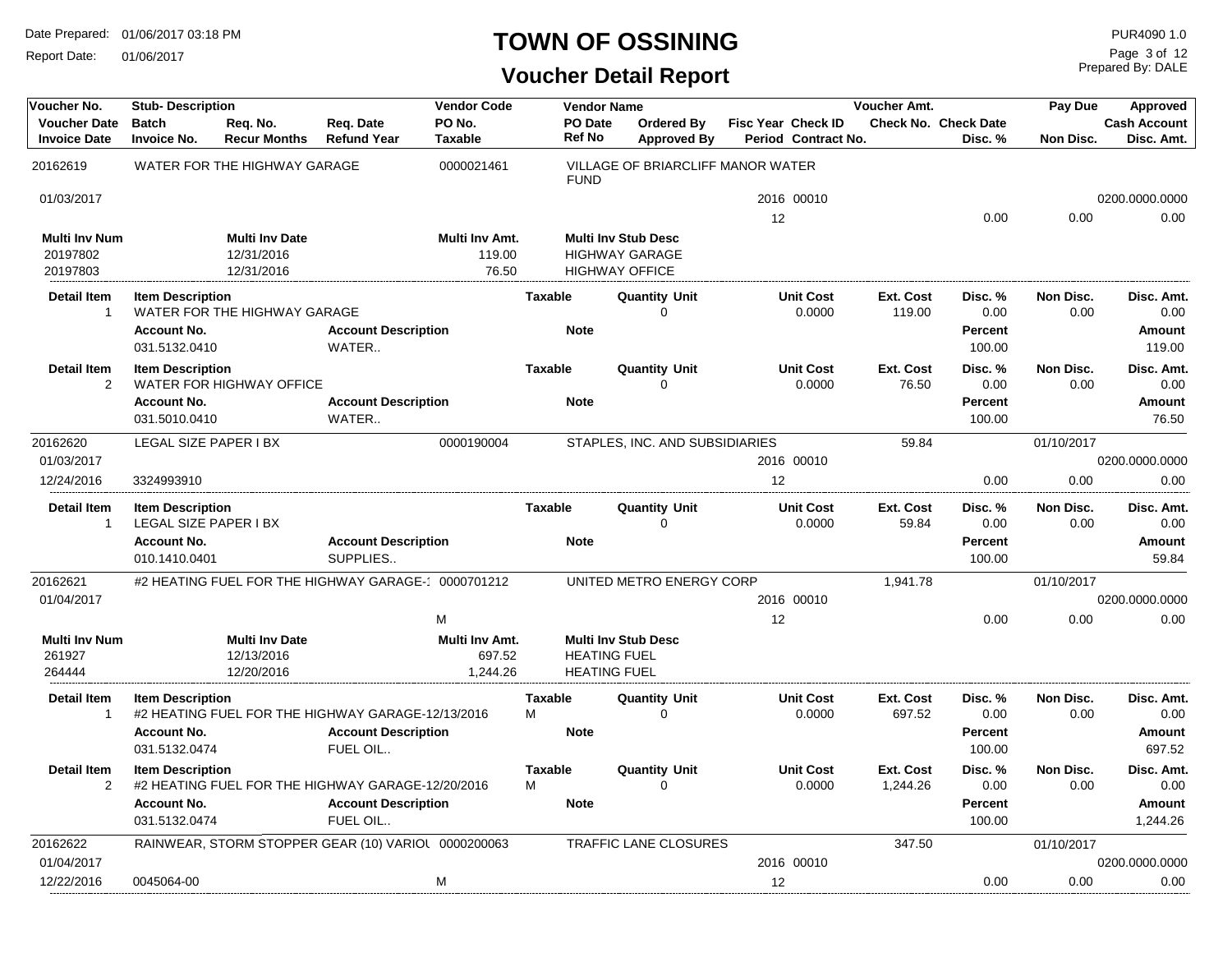# TOWN OF OSSINING

## Voucher Detail Report

Date Prepared: 01/06/2017 03:18 PM
Report Date: 01/06/2017

PUR4090 1.0
Prepared By: DALE

| Voucher No. | Stub- Description | | | Vendor Code | Vendor Name | | | | Voucher Amt. | | Pay Due | Approved |
|---|---|---|---|---|---|---|---|---|---|---|---|---|
| **Voucher Date** | **Batch** | **Req. No.** | **Req. Date** | **PO No.** | **PO Date** | **Ordered By** | **Fisc Year** | **Check ID** | **Check No.** | **Check Date** | | **Cash Account** |
| **Invoice Date** | **Invoice No.** | **Recur Months** | **Refund Year** | **Taxable** | **Ref No** | **Approved By** | **Period** | **Contract No.** | | **Disc. %** | **Non Disc.** | **Disc. Amt.** |

### 20162619 — WATER FOR THE HIGHWAY GARAGE

| Voucher No. | Stub- Description | Vendor Code | Vendor Name | Voucher Amt. | Pay Due | Approved |
|---|---|---|---|---|---|---|
| 20162619 | WATER FOR THE HIGHWAY GARAGE | 0000021461 | VILLAGE OF BRIARCLIFF MANOR WATER FUND | | | |

| Voucher Date | Invoice Date | Invoice No. | Taxable | Fisc Year | Check ID | Period | Disc. % | Non Disc. | Cash Account | Disc. Amt. |
|---|---|---|---|---|---|---|---|---|---|---|
| 01/03/2017 | | | | 2016 | 00010 | 12 | 0.00 | 0.00 | 0200.0000.0000 | 0.00 |

| Multi Inv Num | Multi Inv Date | Multi Inv Amt. | Multi Inv Stub Desc |
|---|---|---|---|
| 20197802 | 12/31/2016 | 119.00 | HIGHWAY GARAGE |
| 20197803 | 12/31/2016 | 76.50 | HIGHWAY OFFICE |

| Detail Item | Item Description | Taxable | Quantity | Unit | Unit Cost | Ext. Cost | Disc. % | Non Disc. | Disc. Amt. |
|---|---|---|---|---|---|---|---|---|---|
| 1 | WATER FOR THE HIGHWAY GARAGE | | 0 | | 0.0000 | 119.00 | 0.00 | 0.00 | 0.00 |
| 2 | WATER FOR HIGHWAY OFFICE | | 0 | | 0.0000 | 76.50 | 0.00 | 0.00 | 0.00 |

| Detail Item | Account No. | Account Description | Note | Percent | Amount |
|---|---|---|---|---|---|
| 1 | 031.5132.0410 | WATER.. | | 100.00 | 119.00 |
| 2 | 031.5010.0410 | WATER.. | | 100.00 | 76.50 |

### 20162620 — LEGAL SIZE PAPER I BX

| Voucher No. | Stub- Description | Vendor Code | Vendor Name | Voucher Amt. | Pay Due | Approved |
|---|---|---|---|---|---|---|
| 20162620 | LEGAL SIZE PAPER I BX | 0000190004 | STAPLES, INC. AND SUBSIDIARIES | 59.84 | 01/10/2017 | |

| Voucher Date | Invoice Date | Invoice No. | Taxable | Fisc Year | Check ID | Period | Disc. % | Non Disc. | Cash Account | Disc. Amt. |
|---|---|---|---|---|---|---|---|---|---|---|
| 01/03/2017 | 12/24/2016 | 3324993910 | | 2016 | 00010 | 12 | 0.00 | 0.00 | 0200.0000.0000 | 0.00 |

| Detail Item | Item Description | Taxable | Quantity | Unit | Unit Cost | Ext. Cost | Disc. % | Non Disc. | Disc. Amt. |
|---|---|---|---|---|---|---|---|---|---|
| 1 | LEGAL SIZE PAPER I BX | | 0 | | 0.0000 | 59.84 | 0.00 | 0.00 | 0.00 |

| Detail Item | Account No. | Account Description | Note | Percent | Amount |
|---|---|---|---|---|---|
| 1 | 010.1410.0401 | SUPPLIES.. | | 100.00 | 59.84 |

### 20162621 — #2 HEATING FUEL FOR THE HIGHWAY GARAGE-1

| Voucher No. | Stub- Description | Vendor Code | Vendor Name | Voucher Amt. | Pay Due | Approved |
|---|---|---|---|---|---|---|
| 20162621 | #2 HEATING FUEL FOR THE HIGHWAY GARAGE-1 | 0000701212 | UNITED METRO ENERGY CORP | 1,941.78 | 01/10/2017 | |

| Voucher Date | Invoice Date | Invoice No. | Taxable | Fisc Year | Check ID | Period | Disc. % | Non Disc. | Cash Account | Disc. Amt. |
|---|---|---|---|---|---|---|---|---|---|---|
| 01/04/2017 | | | M | 2016 | 00010 | 12 | 0.00 | 0.00 | 0200.0000.0000 | 0.00 |

| Multi Inv Num | Multi Inv Date | Multi Inv Amt. | Multi Inv Stub Desc |
|---|---|---|---|
| 261927 | 12/13/2016 | 697.52 | HEATING FUEL |
| 264444 | 12/20/2016 | 1,244.26 | HEATING FUEL |

| Detail Item | Item Description | Taxable | Quantity | Unit | Unit Cost | Ext. Cost | Disc. % | Non Disc. | Disc. Amt. |
|---|---|---|---|---|---|---|---|---|---|
| 1 | #2 HEATING FUEL FOR THE HIGHWAY GARAGE-12/13/2016 | M | 0 | | 0.0000 | 697.52 | 0.00 | 0.00 | 0.00 |
| 2 | #2 HEATING FUEL FOR THE HIGHWAY GARAGE-12/20/2016 | M | 0 | | 0.0000 | 1,244.26 | 0.00 | 0.00 | 0.00 |

| Detail Item | Account No. | Account Description | Note | Percent | Amount |
|---|---|---|---|---|---|
| 1 | 031.5132.0474 | FUEL OIL.. | | 100.00 | 697.52 |
| 2 | 031.5132.0474 | FUEL OIL.. | | 100.00 | 1,244.26 |

### 20162622 — RAINWEAR, STORM STOPPER GEAR (10) VARIOU

| Voucher No. | Stub- Description | Vendor Code | Vendor Name | Voucher Amt. | Pay Due | Approved |
|---|---|---|---|---|---|---|
| 20162622 | RAINWEAR, STORM STOPPER GEAR (10) VARIOU | 0000200063 | TRAFFIC LANE CLOSURES | 347.50 | 01/10/2017 | |

| Voucher Date | Invoice Date | Invoice No. | Taxable | Fisc Year | Check ID | Period | Disc. % | Non Disc. | Cash Account | Disc. Amt. |
|---|---|---|---|---|---|---|---|---|---|---|
| 01/04/2017 | 12/22/2016 | 0045064-00 | M | 2016 | 00010 | 12 | 0.00 | 0.00 | 0200.0000.0000 | 0.00 |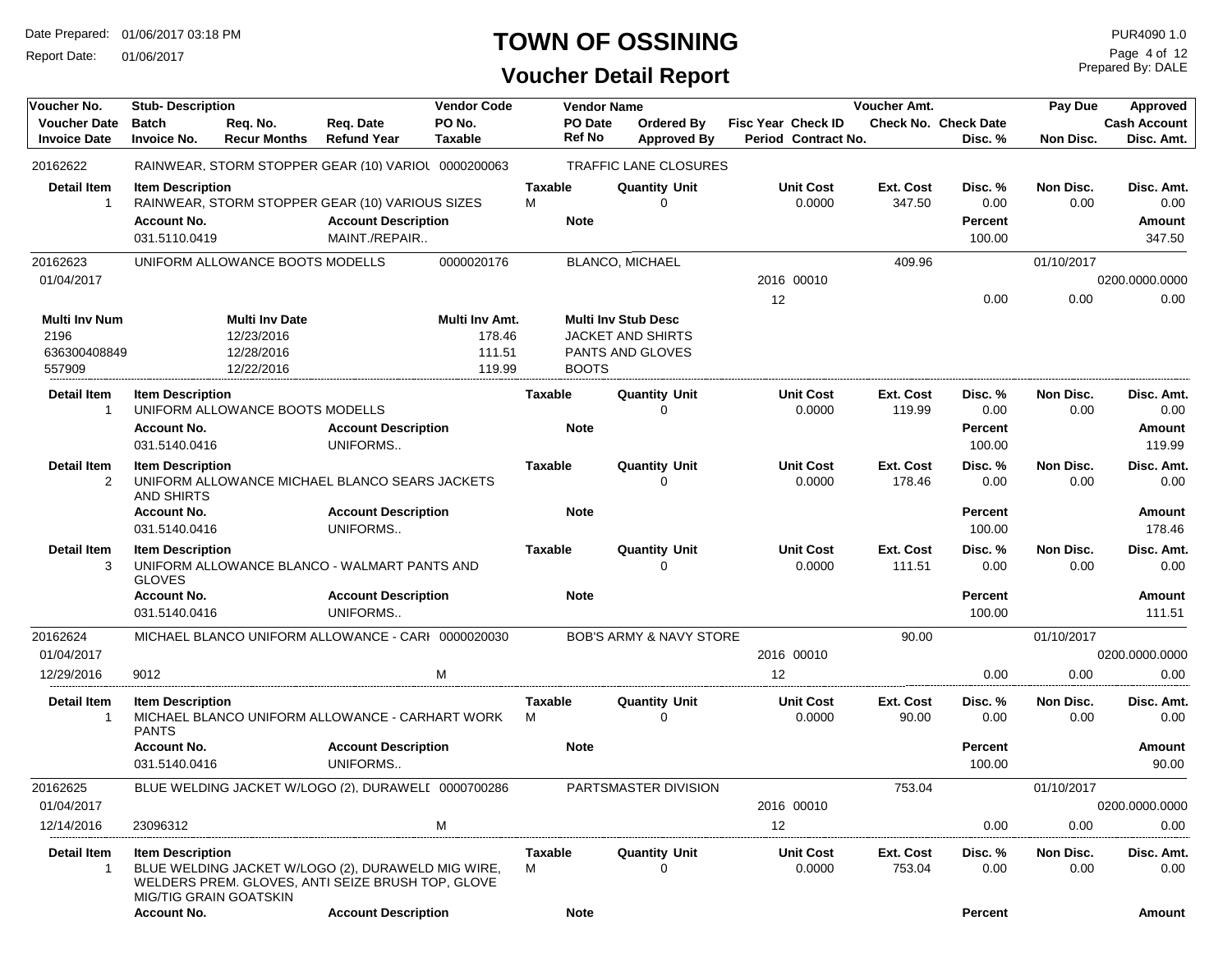# TOWN OF OSSINING

## Voucher Detail Report

Date Prepared: 01/06/2017 03:18 PM
Report Date: 01/06/2017

PUR4090 1.0
Prepared By: DALE

| Voucher No. | Stub- Description | | | Vendor Code | Vendor Name | | | | Voucher Amt. | | Pay Due | Approved |
|---|---|---|---|---|---|---|---|---|---|---|---|---|
| Voucher Date | Batch | Req. No. | Req. Date | PO No. | PO Date | Ordered By | Fisc Year | Check ID | Check No. | Check Date | | Cash Account |
| Invoice Date | Invoice No. | Recur Months | Refund Year | Taxable | Ref No | Approved By | Period | Contract No. | | Disc. % | Non Disc. | Disc. Amt. |

**20162622** — RAINWEAR, STORM STOPPER GEAR (10) VARIOU — 0000200063 — TRAFFIC LANE CLOSURES

| Detail Item | Item Description | Taxable | Quantity Unit | Unit Cost | Ext. Cost | Disc. % | Non Disc. | Disc. Amt. |
|---|---|---|---|---|---|---|---|---|
| 1 | RAINWEAR, STORM STOPPER GEAR (10) VARIOUS SIZES | M | 0 | 0.0000 | 347.50 | 0.00 | 0.00 | 0.00 |

| Account No. | Account Description | Note | Percent | Amount |
|---|---|---|---|---|
| 031.5110.0419 | MAINT./REPAIR.. | | 100.00 | 347.50 |

**20162623** — UNIFORM ALLOWANCE BOOTS MODELLS — 0000020176 — BLANCO, MICHAEL — Voucher Amt. 409.96 — Pay Due 01/10/2017
Voucher Date 01/04/2017 — Fisc Year 2016 — Check ID 00010 — Cash Account 0200.0000.0000
Period 12 — Disc. % 0.00 — Non Disc. 0.00 — Disc. Amt. 0.00

| Multi Inv Num | Multi Inv Date | Multi Inv Amt. | Multi Inv Stub Desc |
|---|---|---|---|
| 2196 | 12/23/2016 | 178.46 | JACKET AND SHIRTS |
| 636300408849 | 12/28/2016 | 111.51 | PANTS AND GLOVES |
| 557909 | 12/22/2016 | 119.99 | BOOTS |

| Detail Item | Item Description | Taxable | Quantity Unit | Unit Cost | Ext. Cost | Disc. % | Non Disc. | Disc. Amt. |
|---|---|---|---|---|---|---|---|---|
| 1 | UNIFORM ALLOWANCE BOOTS MODELLS | | 0 | 0.0000 | 119.99 | 0.00 | 0.00 | 0.00 |

| Account No. | Account Description | Note | Percent | Amount |
|---|---|---|---|---|
| 031.5140.0416 | UNIFORMS.. | | 100.00 | 119.99 |

| Detail Item | Item Description | Taxable | Quantity Unit | Unit Cost | Ext. Cost | Disc. % | Non Disc. | Disc. Amt. |
|---|---|---|---|---|---|---|---|---|
| 2 | UNIFORM ALLOWANCE MICHAEL BLANCO SEARS JACKETS AND SHIRTS | | 0 | 0.0000 | 178.46 | 0.00 | 0.00 | 0.00 |

| Account No. | Account Description | Note | Percent | Amount |
|---|---|---|---|---|
| 031.5140.0416 | UNIFORMS.. | | 100.00 | 178.46 |

| Detail Item | Item Description | Taxable | Quantity Unit | Unit Cost | Ext. Cost | Disc. % | Non Disc. | Disc. Amt. |
|---|---|---|---|---|---|---|---|---|
| 3 | UNIFORM ALLOWANCE BLANCO - WALMART PANTS AND GLOVES | | 0 | 0.0000 | 111.51 | 0.00 | 0.00 | 0.00 |

| Account No. | Account Description | Note | Percent | Amount |
|---|---|---|---|---|
| 031.5140.0416 | UNIFORMS.. | | 100.00 | 111.51 |

**20162624** — MICHAEL BLANCO UNIFORM ALLOWANCE - CARH — 0000020030 — BOB'S ARMY & NAVY STORE — Voucher Amt. 90.00 — Pay Due 01/10/2017
Voucher Date 01/04/2017 — Fisc Year 2016 — Check ID 00010 — Cash Account 0200.0000.0000
Invoice Date 12/29/2016 — Invoice No. 9012 — Taxable M — Period 12 — Disc. % 0.00 — Non Disc. 0.00 — Disc. Amt. 0.00

| Detail Item | Item Description | Taxable | Quantity Unit | Unit Cost | Ext. Cost | Disc. % | Non Disc. | Disc. Amt. |
|---|---|---|---|---|---|---|---|---|
| 1 | MICHAEL BLANCO UNIFORM ALLOWANCE - CARHART WORK PANTS | M | 0 | 0.0000 | 90.00 | 0.00 | 0.00 | 0.00 |

| Account No. | Account Description | Note | Percent | Amount |
|---|---|---|---|---|
| 031.5140.0416 | UNIFORMS.. | | 100.00 | 90.00 |

**20162625** — BLUE WELDING JACKET W/LOGO (2), DURAWELI — 0000700286 — PARTSMASTER DIVISION — Voucher Amt. 753.04 — Pay Due 01/10/2017
Voucher Date 01/04/2017 — Fisc Year 2016 — Check ID 00010 — Cash Account 0200.0000.0000
Invoice Date 12/14/2016 — Invoice No. 23096312 — Taxable M — Period 12 — Disc. % 0.00 — Non Disc. 0.00 — Disc. Amt. 0.00

| Detail Item | Item Description | Taxable | Quantity Unit | Unit Cost | Ext. Cost | Disc. % | Non Disc. | Disc. Amt. |
|---|---|---|---|---|---|---|---|---|
| 1 | BLUE WELDING JACKET W/LOGO (2), DURAWELD MIG WIRE, WELDERS PREM. GLOVES, ANTI SEIZE BRUSH TOP, GLOVE MIG/TIG GRAIN GOATSKIN | M | 0 | 0.0000 | 753.04 | 0.00 | 0.00 | 0.00 |

| Account No. | Account Description | Note | Percent | Amount |
|---|---|---|---|---|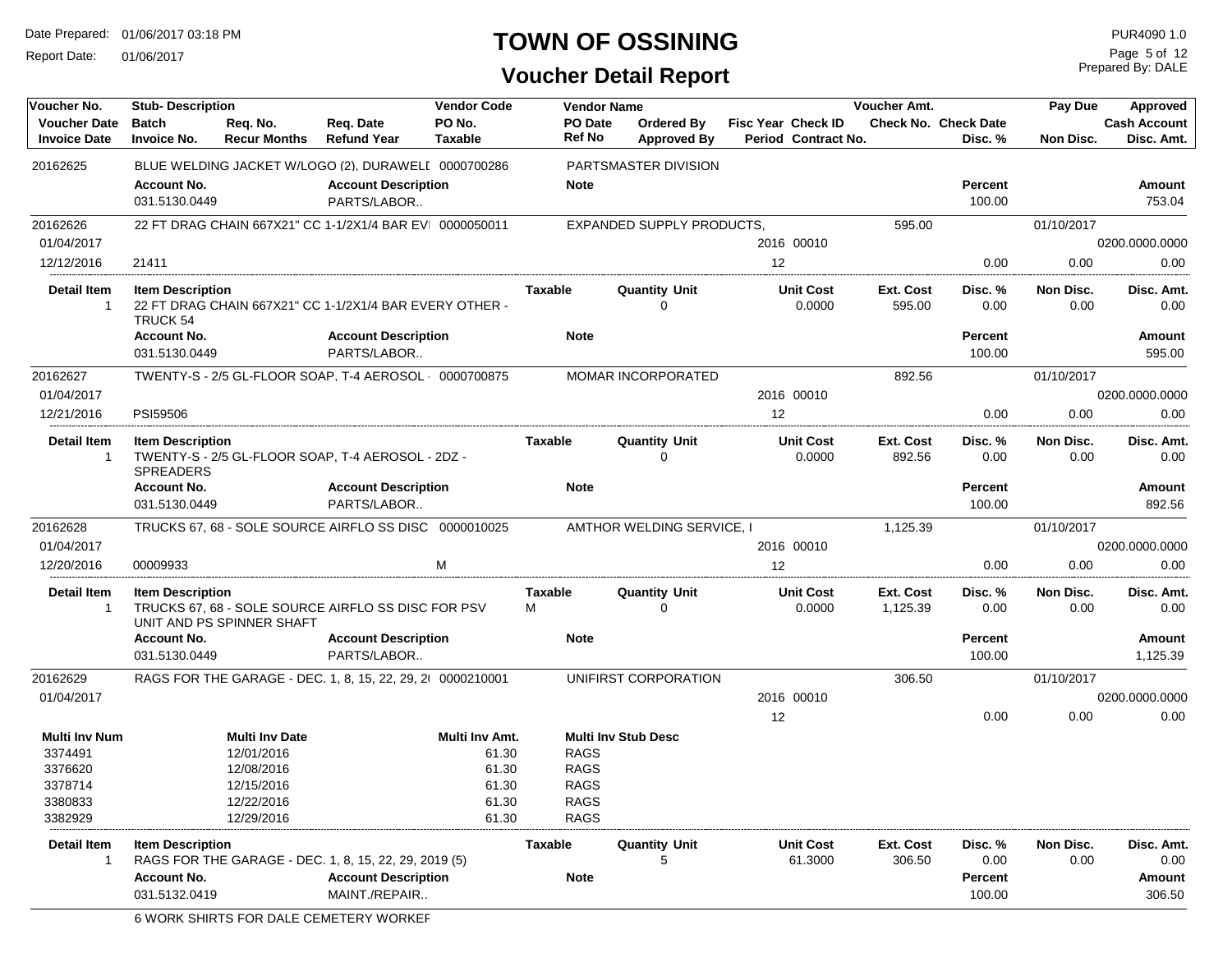# TOWN OF OSSINING

## Voucher Detail Report

Date Prepared: 01/06/2017 03:18 PM
Report Date: 01/06/2017

PUR4090 1.0
Prepared By: DALE

| Voucher No. | Stub- Description | | | Vendor Code | Vendor Name | | | | Voucher Amt. | | Pay Due | Approved |
|---|---|---|---|---|---|---|---|---|---|---|---|---|
| Voucher Date | Batch | Req. No. | Req. Date | PO No. | PO Date | Ordered By | Fisc Year | Check ID | Check No. | Check Date | | Cash Account |
| Invoice Date | Invoice No. | Recur Months | Refund Year | Taxable | Ref No | Approved By | Period | Contract No. | | Disc. % | Non Disc. | Disc. Amt. |

**20162625** — BLUE WELDING JACKET W/LOGO (2), DURAWELI — Vendor Code 0000700286 — PARTSMASTER DIVISION

| Account No. | Account Description | Note | Percent | Amount |
|---|---|---|---|---|
| 031.5130.0449 | PARTS/LABOR.. | | 100.00 | 753.04 |

**20162626** — 22 FT DRAG CHAIN 667X21" CC 1-1/2X1/4 BAR EVI — Vendor Code 0000050011 — EXPANDED SUPPLY PRODUCTS,

| Voucher Date | Invoice Date | Invoice No. | Fisc Year | Check ID | Period | Voucher Amt. | Disc. % | Pay Due | Non Disc. | Cash Account | Disc. Amt. |
|---|---|---|---|---|---|---|---|---|---|---|---|
| 01/04/2017 | 12/12/2016 | 21411 | 2016 | 00010 | 12 | 595.00 | 0.00 | 01/10/2017 | 0.00 | 0200.0000.0000 | 0.00 |

| Detail Item | Item Description | Taxable | Quantity Unit | Unit Cost | Ext. Cost | Disc. % | Non Disc. | Disc. Amt. |
|---|---|---|---|---|---|---|---|---|
| 1 | 22 FT DRAG CHAIN 667X21" CC 1-1/2X1/4 BAR EVERY OTHER - TRUCK 54 | | 0 | 0.0000 | 595.00 | 0.00 | 0.00 | 0.00 |

| Account No. | Account Description | Note | Percent | Amount |
|---|---|---|---|---|
| 031.5130.0449 | PARTS/LABOR.. | | 100.00 | 595.00 |

**20162627** — TWENTY-S - 2/5 GL-FLOOR SOAP, T-4 AEROSOL - — Vendor Code 0000700875 — MOMAR INCORPORATED

| Voucher Date | Invoice Date | Invoice No. | Fisc Year | Check ID | Period | Voucher Amt. | Disc. % | Pay Due | Non Disc. | Cash Account | Disc. Amt. |
|---|---|---|---|---|---|---|---|---|---|---|---|
| 01/04/2017 | 12/21/2016 | PSI59506 | 2016 | 00010 | 12 | 892.56 | 0.00 | 01/10/2017 | 0.00 | 0200.0000.0000 | 0.00 |

| Detail Item | Item Description | Taxable | Quantity Unit | Unit Cost | Ext. Cost | Disc. % | Non Disc. | Disc. Amt. |
|---|---|---|---|---|---|---|---|---|
| 1 | TWENTY-S - 2/5 GL-FLOOR SOAP, T-4 AEROSOL - 2DZ - SPREADERS | | 0 | 0.0000 | 892.56 | 0.00 | 0.00 | 0.00 |

| Account No. | Account Description | Note | Percent | Amount |
|---|---|---|---|---|
| 031.5130.0449 | PARTS/LABOR.. | | 100.00 | 892.56 |

**20162628** — TRUCKS 67, 68 - SOLE SOURCE AIRFLO SS DISC — Vendor Code 0000010025 — AMTHOR WELDING SERVICE, I

| Voucher Date | Invoice Date | Invoice No. | Taxable | Fisc Year | Check ID | Period | Voucher Amt. | Disc. % | Pay Due | Non Disc. | Cash Account | Disc. Amt. |
|---|---|---|---|---|---|---|---|---|---|---|---|---|
| 01/04/2017 | 12/20/2016 | 00009933 | M | 2016 | 00010 | 12 | 1,125.39 | 0.00 | 01/10/2017 | 0.00 | 0200.0000.0000 | 0.00 |

| Detail Item | Item Description | Taxable | Quantity Unit | Unit Cost | Ext. Cost | Disc. % | Non Disc. | Disc. Amt. |
|---|---|---|---|---|---|---|---|---|
| 1 | TRUCKS 67, 68 - SOLE SOURCE AIRFLO SS DISC FOR PSV UNIT AND PS SPINNER SHAFT | M | 0 | 0.0000 | 1,125.39 | 0.00 | 0.00 | 0.00 |

| Account No. | Account Description | Note | Percent | Amount |
|---|---|---|---|---|
| 031.5130.0449 | PARTS/LABOR.. | | 100.00 | 1,125.39 |

**20162629** — RAGS FOR THE GARAGE - DEC. 1, 8, 15, 22, 29, 2( — Vendor Code 0000210001 — UNIFIRST CORPORATION

| Voucher Date | Fisc Year | Check ID | Period | Voucher Amt. | Disc. % | Pay Due | Non Disc. | Cash Account | Disc. Amt. |
|---|---|---|---|---|---|---|---|---|---|
| 01/04/2017 | 2016 | 00010 | 12 | 306.50 | 0.00 | 01/10/2017 | 0.00 | 0200.0000.0000 | 0.00 |

| Multi Inv Num | Multi Inv Date | Multi Inv Amt. | Multi Inv Stub Desc |
|---|---|---|---|
| 3374491 | 12/01/2016 | 61.30 | RAGS |
| 3376620 | 12/08/2016 | 61.30 | RAGS |
| 3378714 | 12/15/2016 | 61.30 | RAGS |
| 3380833 | 12/22/2016 | 61.30 | RAGS |
| 3382929 | 12/29/2016 | 61.30 | RAGS |

| Detail Item | Item Description | Taxable | Quantity Unit | Unit Cost | Ext. Cost | Disc. % | Non Disc. | Disc. Amt. |
|---|---|---|---|---|---|---|---|---|
| 1 | RAGS FOR THE GARAGE - DEC. 1, 8, 15, 22, 29, 2019 (5) | | 5 | 61.3000 | 306.50 | 0.00 | 0.00 | 0.00 |

| Account No. | Account Description | Note | Percent | Amount |
|---|---|---|---|---|
| 031.5132.0419 | MAINT./REPAIR.. | | 100.00 | 306.50 |

6 WORK SHIRTS FOR DALE CEMETERY WORKEF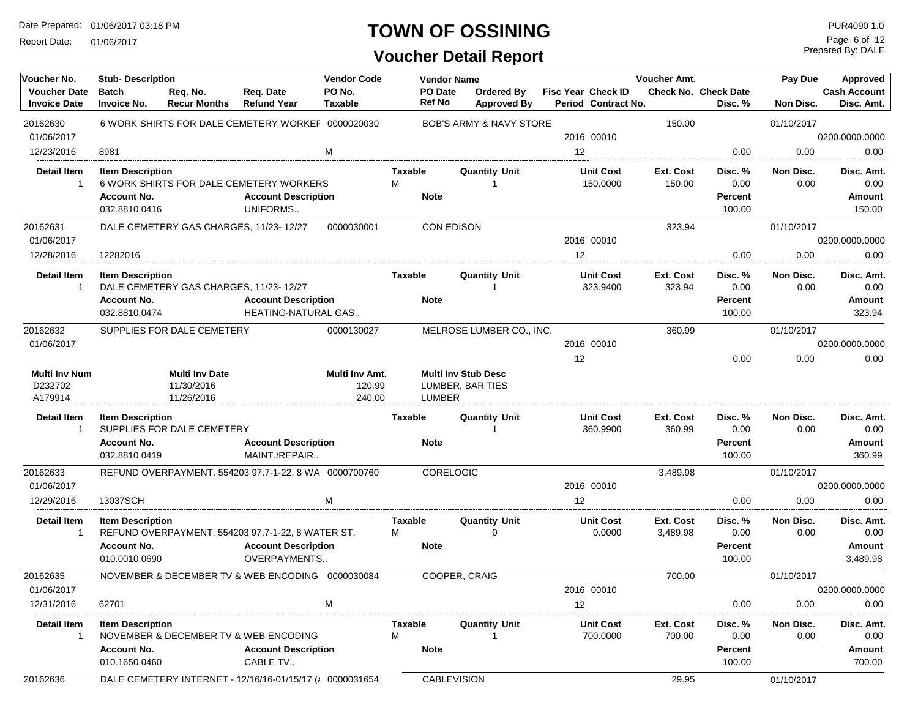# TOWN OF OSSINING

## Voucher Detail Report

Date Prepared: 01/06/2017 03:18 PM
Report Date: 01/06/2017
PUR4090 1.0
Prepared By: DALE

| Voucher No. / Voucher Date / Invoice Date | Stub- Description / Batch / Invoice No. | Req. No. / Recur Months | Req. Date / Refund Year | Vendor Code / PO No. / Taxable | Vendor Name / PO Date / Ref No | Ordered By / Approved By | Fisc Year / Period | Check ID / Contract No. | Voucher Amt. / Check No. | Check Date / Disc. % | Pay Due / Non Disc. | Approved / Cash Account / Disc. Amt. |
|---|---|---|---|---|---|---|---|---|---|---|---|---|
| 20162630 | 6 WORK SHIRTS FOR DALE CEMETERY WORKEF | | | 0000020030 | BOB'S ARMY & NAVY STORE | | | | 150.00 | | 01/10/2017 | |
| 01/06/2017 | | | | | | | 2016 | 00010 | | | | 0200.0000.0000 |
| 12/23/2016 | 8981 | | | M | | | 12 | | | 0.00 | 0.00 | 0.00 |

| Detail Item | Item Description | Taxable | Quantity | Unit | Unit Cost | Ext. Cost | Disc. % | Non Disc. | Disc. Amt. |
|---|---|---|---|---|---|---|---|---|---|
| 1 | 6 WORK SHIRTS FOR DALE CEMETERY WORKERS | M | 1 | | 150.0000 | 150.00 | 0.00 | 0.00 | 0.00 |

| Account No. | Account Description | Note | Percent | Amount |
|---|---|---|---|---|
| 032.8810.0416 | UNIFORMS.. | | 100.00 | 150.00 |

| Voucher No. / Voucher Date / Invoice Date | Stub- Description / Batch / Invoice No. | Req. No. / Recur Months | Req. Date / Refund Year | Vendor Code / PO No. / Taxable | Vendor Name / PO Date / Ref No | Ordered By / Approved By | Fisc Year / Period | Check ID / Contract No. | Voucher Amt. / Check No. | Check Date / Disc. % | Pay Due / Non Disc. | Approved / Cash Account / Disc. Amt. |
|---|---|---|---|---|---|---|---|---|---|---|---|---|
| 20162631 | DALE CEMETERY GAS CHARGES, 11/23- 12/27 | | | 0000030001 | CON EDISON | | | | 323.94 | | 01/10/2017 | |
| 01/06/2017 | | | | | | | 2016 | 00010 | | | | 0200.0000.0000 |
| 12/28/2016 | 12282016 | | | | | | 12 | | | 0.00 | 0.00 | 0.00 |

| Detail Item | Item Description | Taxable | Quantity | Unit | Unit Cost | Ext. Cost | Disc. % | Non Disc. | Disc. Amt. |
|---|---|---|---|---|---|---|---|---|---|
| 1 | DALE CEMETERY GAS CHARGES, 11/23- 12/27 | | 1 | | 323.9400 | 323.94 | 0.00 | 0.00 | 0.00 |

| Account No. | Account Description | Note | Percent | Amount |
|---|---|---|---|---|
| 032.8810.0474 | HEATING-NATURAL GAS.. | | 100.00 | 323.94 |

| Voucher No. / Voucher Date / Invoice Date | Stub- Description / Batch / Invoice No. | Req. No. / Recur Months | Req. Date / Refund Year | Vendor Code / PO No. / Taxable | Vendor Name / PO Date / Ref No | Ordered By / Approved By | Fisc Year / Period | Check ID / Contract No. | Voucher Amt. / Check No. | Check Date / Disc. % | Pay Due / Non Disc. | Approved / Cash Account / Disc. Amt. |
|---|---|---|---|---|---|---|---|---|---|---|---|---|
| 20162632 | SUPPLIES FOR DALE CEMETERY | | | 0000130027 | MELROSE LUMBER CO., INC. | | | | 360.99 | | 01/10/2017 | |
| 01/06/2017 | | | | | | | 2016 | 00010 | | | | 0200.0000.0000 |
| | | | | | | | 12 | | | 0.00 | 0.00 | 0.00 |

| Multi Inv Num | Multi Inv Date | Multi Inv Amt. | Multi Inv Stub Desc |
|---|---|---|---|
| D232702 | 11/30/2016 | 120.99 | LUMBER, BAR TIES |
| A179914 | 11/26/2016 | 240.00 | LUMBER |

| Detail Item | Item Description | Taxable | Quantity | Unit | Unit Cost | Ext. Cost | Disc. % | Non Disc. | Disc. Amt. |
|---|---|---|---|---|---|---|---|---|---|
| 1 | SUPPLIES FOR DALE CEMETERY | | 1 | | 360.9900 | 360.99 | 0.00 | 0.00 | 0.00 |

| Account No. | Account Description | Note | Percent | Amount |
|---|---|---|---|---|
| 032.8810.0419 | MAINT./REPAIR.. | | 100.00 | 360.99 |

| Voucher No. / Voucher Date / Invoice Date | Stub- Description / Batch / Invoice No. | Req. No. / Recur Months | Req. Date / Refund Year | Vendor Code / PO No. / Taxable | Vendor Name / PO Date / Ref No | Ordered By / Approved By | Fisc Year / Period | Check ID / Contract No. | Voucher Amt. / Check No. | Check Date / Disc. % | Pay Due / Non Disc. | Approved / Cash Account / Disc. Amt. |
|---|---|---|---|---|---|---|---|---|---|---|---|---|
| 20162633 | REFUND OVERPAYMENT, 554203 97.7-1-22, 8 WA | | | 0000700760 | CORELOGIC | | | | 3,489.98 | | 01/10/2017 | |
| 01/06/2017 | | | | | | | 2016 | 00010 | | | | 0200.0000.0000 |
| 12/29/2016 | 13037SCH | | | M | | | 12 | | | 0.00 | 0.00 | 0.00 |

| Detail Item | Item Description | Taxable | Quantity | Unit | Unit Cost | Ext. Cost | Disc. % | Non Disc. | Disc. Amt. |
|---|---|---|---|---|---|---|---|---|---|
| 1 | REFUND OVERPAYMENT, 554203 97.7-1-22, 8 WATER ST. | M | 0 | | 0.0000 | 3,489.98 | 0.00 | 0.00 | 0.00 |

| Account No. | Account Description | Note | Percent | Amount |
|---|---|---|---|---|
| 010.0010.0690 | OVERPAYMENTS.. | | 100.00 | 3,489.98 |

| Voucher No. / Voucher Date / Invoice Date | Stub- Description / Batch / Invoice No. | Req. No. / Recur Months | Req. Date / Refund Year | Vendor Code / PO No. / Taxable | Vendor Name / PO Date / Ref No | Ordered By / Approved By | Fisc Year / Period | Check ID / Contract No. | Voucher Amt. / Check No. | Check Date / Disc. % | Pay Due / Non Disc. | Approved / Cash Account / Disc. Amt. |
|---|---|---|---|---|---|---|---|---|---|---|---|---|
| 20162635 | NOVEMBER & DECEMBER TV & WEB ENCODING | | | 0000030084 | COOPER, CRAIG | | | | 700.00 | | 01/10/2017 | |
| 01/06/2017 | | | | | | | 2016 | 00010 | | | | 0200.0000.0000 |
| 12/31/2016 | 62701 | | | M | | | 12 | | | 0.00 | 0.00 | 0.00 |

| Detail Item | Item Description | Taxable | Quantity | Unit | Unit Cost | Ext. Cost | Disc. % | Non Disc. | Disc. Amt. |
|---|---|---|---|---|---|---|---|---|---|
| 1 | NOVEMBER & DECEMBER TV & WEB ENCODING | M | 1 | | 700.0000 | 700.00 | 0.00 | 0.00 | 0.00 |

| Account No. | Account Description | Note | Percent | Amount |
|---|---|---|---|---|
| 010.1650.0460 | CABLE TV.. | | 100.00 | 700.00 |

| Voucher No. | Stub- Description | Vendor Code | Vendor Name | Voucher Amt. | Pay Due |
|---|---|---|---|---|---|
| 20162636 | DALE CEMETERY INTERNET - 12/16/16-01/15/17 (/ | 0000031654 | CABLEVISION | 29.95 | 01/10/2017 |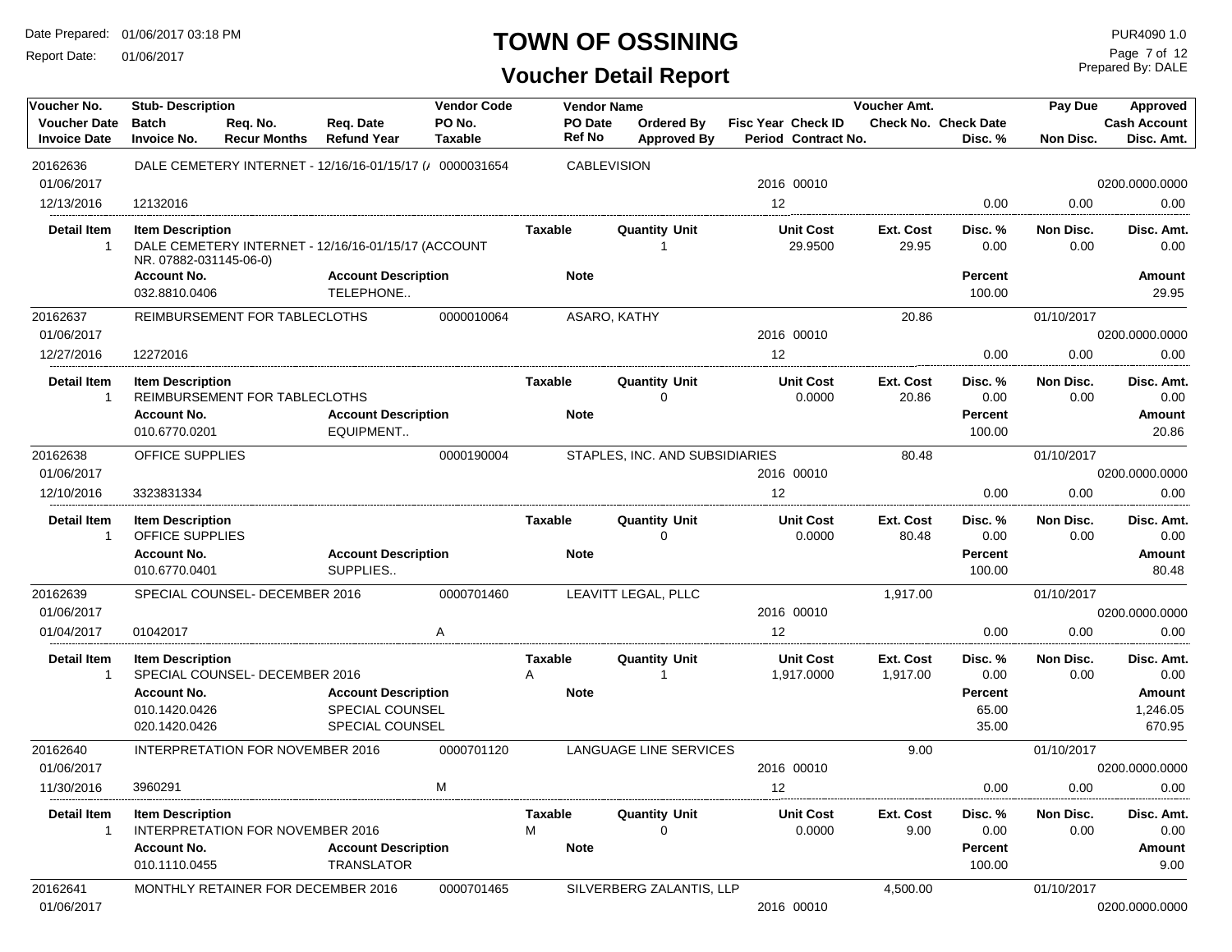# TOWN OF OSSINING

## Voucher Detail Report

Date Prepared: 01/06/2017 03:18 PM
Report Date: 01/06/2017

PUR4090 1.0
Prepared By: DALE

| Voucher No. | Stub- Description | | | Vendor Code | Vendor Name | | | | Voucher Amt. | | Pay Due | Approved |
|---|---|---|---|---|---|---|---|---|---|---|---|---|
| Voucher Date | Batch | Req. No. | Req. Date | PO No. | PO Date | Ordered By | Fisc Year | Check ID | Check No. | Check Date | | Cash Account |
| Invoice Date | Invoice No. | Recur Months | Refund Year | Taxable | Ref No | Approved By | Period | Contract No. | | Disc. % | Non Disc. | Disc. Amt. |
| 20162636 | DALE CEMETERY INTERNET - 12/16/16-01/15/17 (/ | | | 0000031654 | CABLEVISION | | | | | | | |
| 01/06/2017 | | | | | | | 2016 | 00010 | | | | 0200.0000.0000 |
| 12/13/2016 | 12132016 | | | | | | 12 | | | 0.00 | 0.00 | 0.00 |

| Detail Item | Item Description | Taxable | Quantity | Unit | Unit Cost | Ext. Cost | Disc. % | Non Disc. | Disc. Amt. |
|---|---|---|---|---|---|---|---|---|---|
| 1 | DALE CEMETERY INTERNET - 12/16/16-01/15/17 (ACCOUNT NR. 07882-031145-06-0) | | 1 | | 29.9500 | 29.95 | 0.00 | 0.00 | 0.00 |

| Account No. | Account Description | Note | Percent | Amount |
|---|---|---|---|---|
| 032.8810.0406 | TELEPHONE.. | | 100.00 | 29.95 |

| Voucher No. | Stub- Description | | | Vendor Code | Vendor Name | | | | Voucher Amt. | | Pay Due | Approved |
|---|---|---|---|---|---|---|---|---|---|---|---|---|
| 20162637 | REIMBURSEMENT FOR TABLECLOTHS | | | 0000010064 | ASARO, KATHY | | | | 20.86 | | 01/10/2017 | |
| 01/06/2017 | | | | | | | 2016 | 00010 | | | | 0200.0000.0000 |
| 12/27/2016 | 12272016 | | | | | | 12 | | | 0.00 | 0.00 | 0.00 |

| Detail Item | Item Description | Taxable | Quantity | Unit | Unit Cost | Ext. Cost | Disc. % | Non Disc. | Disc. Amt. |
|---|---|---|---|---|---|---|---|---|---|
| 1 | REIMBURSEMENT FOR TABLECLOTHS | | 0 | | 0.0000 | 20.86 | 0.00 | 0.00 | 0.00 |

| Account No. | Account Description | Note | Percent | Amount |
|---|---|---|---|---|
| 010.6770.0201 | EQUIPMENT.. | | 100.00 | 20.86 |

| Voucher No. | Stub- Description | | | Vendor Code | Vendor Name | | | | Voucher Amt. | | Pay Due | Approved |
|---|---|---|---|---|---|---|---|---|---|---|---|---|
| 20162638 | OFFICE SUPPLIES | | | 0000190004 | STAPLES, INC. AND SUBSIDIARIES | | | | 80.48 | | 01/10/2017 | |
| 01/06/2017 | | | | | | | 2016 | 00010 | | | | 0200.0000.0000 |
| 12/10/2016 | 3323831334 | | | | | | 12 | | | 0.00 | 0.00 | 0.00 |

| Detail Item | Item Description | Taxable | Quantity | Unit | Unit Cost | Ext. Cost | Disc. % | Non Disc. | Disc. Amt. |
|---|---|---|---|---|---|---|---|---|---|
| 1 | OFFICE SUPPLIES | | 0 | | 0.0000 | 80.48 | 0.00 | 0.00 | 0.00 |

| Account No. | Account Description | Note | Percent | Amount |
|---|---|---|---|---|
| 010.6770.0401 | SUPPLIES.. | | 100.00 | 80.48 |

| Voucher No. | Stub- Description | | | Vendor Code | Vendor Name | | | | Voucher Amt. | | Pay Due | Approved |
|---|---|---|---|---|---|---|---|---|---|---|---|---|
| 20162639 | SPECIAL COUNSEL- DECEMBER 2016 | | | 0000701460 | LEAVITT LEGAL, PLLC | | | | 1,917.00 | | 01/10/2017 | |
| 01/06/2017 | | | | | | | 2016 | 00010 | | | | 0200.0000.0000 |
| 01/04/2017 | 01042017 | | | A | | | 12 | | | 0.00 | 0.00 | 0.00 |

| Detail Item | Item Description | Taxable | Quantity | Unit | Unit Cost | Ext. Cost | Disc. % | Non Disc. | Disc. Amt. |
|---|---|---|---|---|---|---|---|---|---|
| 1 | SPECIAL COUNSEL- DECEMBER 2016 | A | 1 | | 1,917.0000 | 1,917.00 | 0.00 | 0.00 | 0.00 |

| Account No. | Account Description | Note | Percent | Amount |
|---|---|---|---|---|
| 010.1420.0426 | SPECIAL COUNSEL | | 65.00 | 1,246.05 |
| 020.1420.0426 | SPECIAL COUNSEL | | 35.00 | 670.95 |

| Voucher No. | Stub- Description | | | Vendor Code | Vendor Name | | | | Voucher Amt. | | Pay Due | Approved |
|---|---|---|---|---|---|---|---|---|---|---|---|---|
| 20162640 | INTERPRETATION FOR NOVEMBER 2016 | | | 0000701120 | LANGUAGE LINE SERVICES | | | | 9.00 | | 01/10/2017 | |
| 01/06/2017 | | | | | | | 2016 | 00010 | | | | 0200.0000.0000 |
| 11/30/2016 | 3960291 | | | M | | | 12 | | | 0.00 | 0.00 | 0.00 |

| Detail Item | Item Description | Taxable | Quantity | Unit | Unit Cost | Ext. Cost | Disc. % | Non Disc. | Disc. Amt. |
|---|---|---|---|---|---|---|---|---|---|
| 1 | INTERPRETATION FOR NOVEMBER 2016 | M | 0 | | 0.0000 | 9.00 | 0.00 | 0.00 | 0.00 |

| Account No. | Account Description | Note | Percent | Amount |
|---|---|---|---|---|
| 010.1110.0455 | TRANSLATOR | | 100.00 | 9.00 |

| Voucher No. | Stub- Description | | | Vendor Code | Vendor Name | | | | Voucher Amt. | | Pay Due | Approved |
|---|---|---|---|---|---|---|---|---|---|---|---|---|
| 20162641 | MONTHLY RETAINER FOR DECEMBER 2016 | | | 0000701465 | SILVERBERG ZALANTIS, LLP | | | | 4,500.00 | | 01/10/2017 | |
| 01/06/2017 | | | | | | | 2016 | 00010 | | | | 0200.0000.0000 |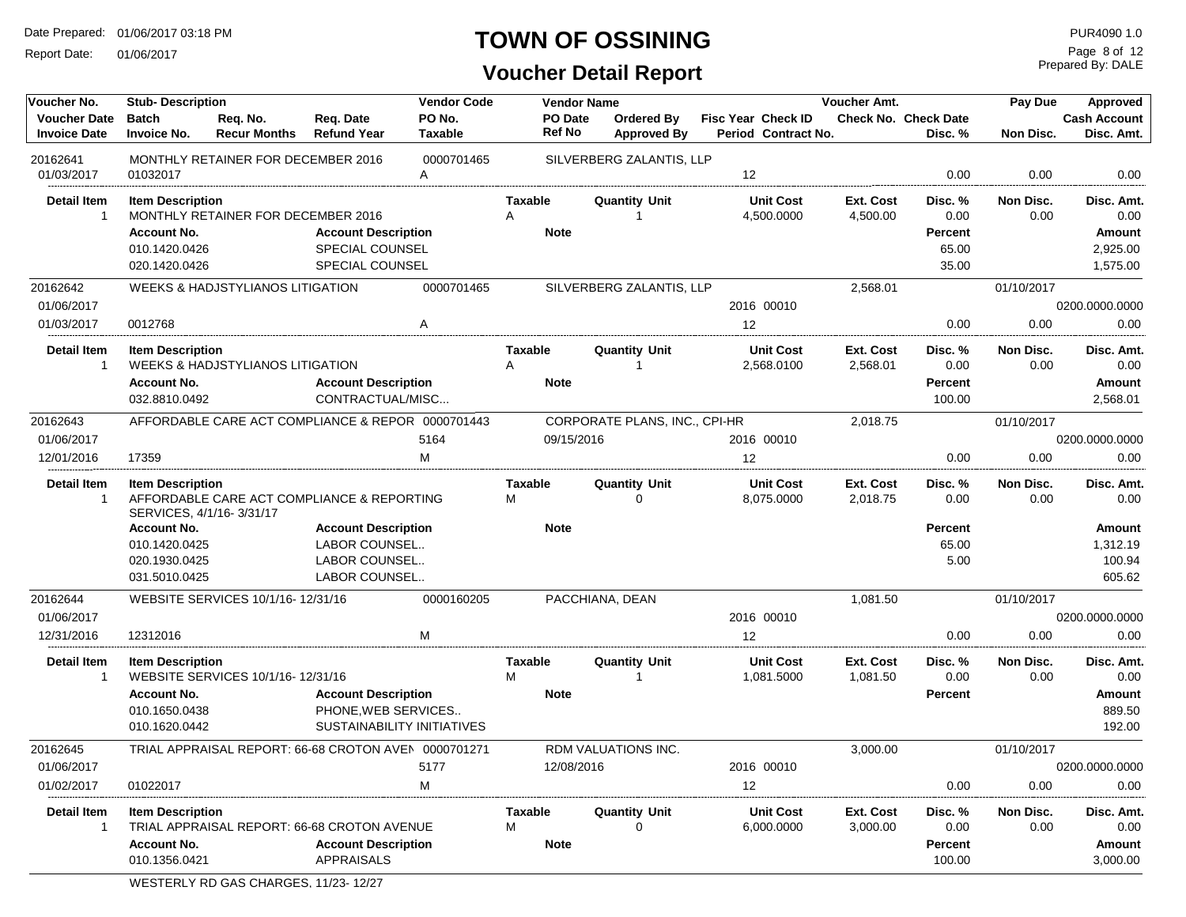# TOWN OF OSSINING

## Voucher Detail Report

Date Prepared: 01/06/2017 03:18 PM
Report Date: 01/06/2017

PUR4090 1.0
Prepared By: DALE

| Voucher No. / Voucher Date / Invoice Date | Stub- Description / Batch / Invoice No. | Req. No. / Recur Months | Req. Date / Refund Year | Vendor Code / PO No. / Taxable | Vendor Name / PO Date / Ref No | Ordered By / Approved By | Fisc Year Check ID / Period Contract No. | Voucher Amt. / Check No. | Check Date / Disc. % | Pay Due / Non Disc. | Approved / Cash Account / Disc. Amt. |
|---|---|---|---|---|---|---|---|---|---|---|---|
| 20162641 | MONTHLY RETAINER FOR DECEMBER 2016 | | | 0000701465 | SILVERBERG ZALANTIS, LLP | | | | | | |
| 01/03/2017 | 01032017 | | | A | | | 12 | | 0.00 | 0.00 | 0.00 |

| Detail Item | Item Description | Taxable | Quantity Unit | Unit Cost | Ext. Cost | Disc. % | Non Disc. | Disc. Amt. |
|---|---|---|---|---|---|---|---|---|
| 1 | MONTHLY RETAINER FOR DECEMBER 2016 | A | 1 | 4,500.0000 | 4,500.00 | 0.00 | 0.00 | 0.00 |

| Account No. | Account Description | Note | Percent | Amount |
|---|---|---|---|---|
| 010.1420.0426 | SPECIAL COUNSEL | | 65.00 | 2,925.00 |
| 020.1420.0426 | SPECIAL COUNSEL | | 35.00 | 1,575.00 |

| Voucher No. / Voucher Date / Invoice Date | Stub- Description / Batch / Invoice No. | Vendor Code / PO No. / Taxable | Vendor Name / PO Date / Ref No | Fisc Year Check ID / Period Contract No. | Voucher Amt. / Check No. | Check Date / Disc. % | Pay Due / Non Disc. | Approved / Cash Account / Disc. Amt. |
|---|---|---|---|---|---|---|---|---|
| 20162642 | WEEKS & HADJSTYLIANOS LITIGATION | 0000701465 | SILVERBERG ZALANTIS, LLP | | 2,568.01 | | 01/10/2017 | |
| 01/06/2017 | | | | 2016 00010 | | | | 0200.0000.0000 |
| 01/03/2017 | 0012768 | A | | 12 | | 0.00 | 0.00 | 0.00 |

| Detail Item | Item Description | Taxable | Quantity Unit | Unit Cost | Ext. Cost | Disc. % | Non Disc. | Disc. Amt. |
|---|---|---|---|---|---|---|---|---|
| 1 | WEEKS & HADJSTYLIANOS LITIGATION | A | 1 | 2,568.0100 | 2,568.01 | 0.00 | 0.00 | 0.00 |

| Account No. | Account Description | Note | Percent | Amount |
|---|---|---|---|---|
| 032.8810.0492 | CONTRACTUAL/MISC... | | 100.00 | 2,568.01 |

| Voucher No. / Voucher Date / Invoice Date | Stub- Description / Batch / Invoice No. | Vendor Code / PO No. / Taxable | Vendor Name / PO Date / Ref No | Fisc Year Check ID / Period Contract No. | Voucher Amt. / Check No. | Check Date / Disc. % | Pay Due / Non Disc. | Approved / Cash Account / Disc. Amt. |
|---|---|---|---|---|---|---|---|---|
| 20162643 | AFFORDABLE CARE ACT COMPLIANCE & REPOR | 0000701443 | CORPORATE PLANS, INC., CPI-HR | | 2,018.75 | | 01/10/2017 | |
| 01/06/2017 | | 5164 | 09/15/2016 | 2016 00010 | | | | 0200.0000.0000 |
| 12/01/2016 | 17359 | M | | 12 | | 0.00 | 0.00 | 0.00 |

| Detail Item | Item Description | Taxable | Quantity Unit | Unit Cost | Ext. Cost | Disc. % | Non Disc. | Disc. Amt. |
|---|---|---|---|---|---|---|---|---|
| 1 | AFFORDABLE CARE ACT COMPLIANCE & REPORTING SERVICES, 4/1/16- 3/31/17 | M | 0 | 8,075.0000 | 2,018.75 | 0.00 | 0.00 | 0.00 |

| Account No. | Account Description | Note | Percent | Amount |
|---|---|---|---|---|
| 010.1420.0425 | LABOR COUNSEL.. | | 65.00 | 1,312.19 |
| 020.1930.0425 | LABOR COUNSEL.. | | 5.00 | 100.94 |
| 031.5010.0425 | LABOR COUNSEL.. | | | 605.62 |

| Voucher No. / Voucher Date / Invoice Date | Stub- Description / Batch / Invoice No. | Vendor Code / PO No. / Taxable | Vendor Name / PO Date / Ref No | Fisc Year Check ID / Period Contract No. | Voucher Amt. / Check No. | Check Date / Disc. % | Pay Due / Non Disc. | Approved / Cash Account / Disc. Amt. |
|---|---|---|---|---|---|---|---|---|
| 20162644 | WEBSITE SERVICES 10/1/16- 12/31/16 | 0000160205 | PACCHIANA, DEAN | | 1,081.50 | | 01/10/2017 | |
| 01/06/2017 | | | | 2016 00010 | | | | 0200.0000.0000 |
| 12/31/2016 | 12312016 | M | | 12 | | 0.00 | 0.00 | 0.00 |

| Detail Item | Item Description | Taxable | Quantity Unit | Unit Cost | Ext. Cost | Disc. % | Non Disc. | Disc. Amt. |
|---|---|---|---|---|---|---|---|---|
| 1 | WEBSITE SERVICES 10/1/16- 12/31/16 | M | 1 | 1,081.5000 | 1,081.50 | 0.00 | 0.00 | 0.00 |

| Account No. | Account Description | Note | Percent | Amount |
|---|---|---|---|---|
| 010.1650.0438 | PHONE,WEB SERVICES.. | | | 889.50 |
| 010.1620.0442 | SUSTAINABILITY INITIATIVES | | | 192.00 |

| Voucher No. / Voucher Date / Invoice Date | Stub- Description / Batch / Invoice No. | Vendor Code / PO No. / Taxable | Vendor Name / PO Date / Ref No | Fisc Year Check ID / Period Contract No. | Voucher Amt. / Check No. | Check Date / Disc. % | Pay Due / Non Disc. | Approved / Cash Account / Disc. Amt. |
|---|---|---|---|---|---|---|---|---|
| 20162645 | TRIAL APPRAISAL REPORT: 66-68 CROTON AVEN | 0000701271 | RDM VALUATIONS INC. | | 3,000.00 | | 01/10/2017 | |
| 01/06/2017 | | 5177 | 12/08/2016 | 2016 00010 | | | | 0200.0000.0000 |
| 01/02/2017 | 01022017 | M | | 12 | | 0.00 | 0.00 | 0.00 |

| Detail Item | Item Description | Taxable | Quantity Unit | Unit Cost | Ext. Cost | Disc. % | Non Disc. | Disc. Amt. |
|---|---|---|---|---|---|---|---|---|
| 1 | TRIAL APPRAISAL REPORT: 66-68 CROTON AVENUE | M | 0 | 6,000.0000 | 3,000.00 | 0.00 | 0.00 | 0.00 |

| Account No. | Account Description | Note | Percent | Amount |
|---|---|---|---|---|
| 010.1356.0421 | APPRAISALS | | 100.00 | 3,000.00 |

WESTERLY RD GAS CHARGES, 11/23- 12/27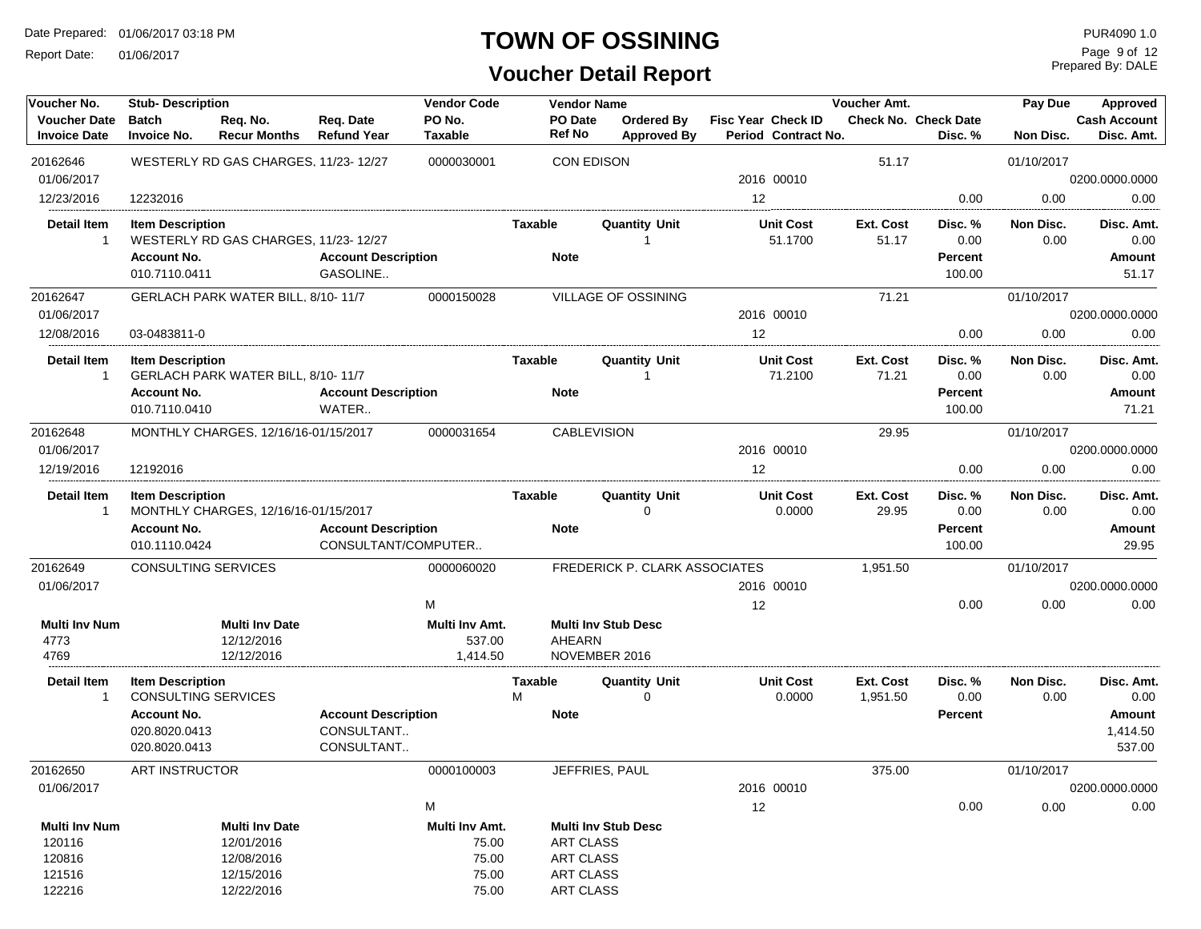# TOWN OF OSSINING

## Voucher Detail Report

Date Prepared: 01/06/2017 03:18 PM
Report Date: 01/06/2017

PUR4090 1.0
Prepared By: DALE

| Voucher No. | Stub- Description | | | Vendor Code | Vendor Name | | | | Voucher Amt. | | Pay Due | Approved |
|---|---|---|---|---|---|---|---|---|---|---|---|---|
| Voucher Date | Batch | Req. No. | Req. Date | PO No. | PO Date | Ordered By | Fisc Year | Check ID | Check No. | Check Date | | Cash Account |
| Invoice Date | Invoice No. | Recur Months | Refund Year | Taxable | Ref No | Approved By | Period | Contract No. | | Disc. % | Non Disc. | Disc. Amt. |

---

**20162646** — WESTERLY RD GAS CHARGES, 11/23- 12/27 — Vendor Code: 0000030001 — CON EDISON — Voucher Amt.: 51.17 — Pay Due: 01/10/2017

| Voucher Date | Invoice Date | Invoice No. | Fisc Year | Check ID | Period | Disc. % | Non Disc. | Cash Account | Disc. Amt. |
|---|---|---|---|---|---|---|---|---|---|
| 01/06/2017 | 12/23/2016 | 12232016 | 2016 | 00010 | 12 | 0.00 | 0.00 | 0200.0000.0000 | 0.00 |

| Detail Item | Item Description | Taxable | Quantity | Unit | Unit Cost | Ext. Cost | Disc. % | Non Disc. | Disc. Amt. |
|---|---|---|---|---|---|---|---|---|---|
| 1 | WESTERLY RD GAS CHARGES, 11/23- 12/27 | | 1 | | 51.1700 | 51.17 | 0.00 | 0.00 | 0.00 |

| Account No. | Account Description | Note | Percent | Amount |
|---|---|---|---|---|
| 010.7110.0411 | GASOLINE.. | | 100.00 | 51.17 |

---

**20162647** — GERLACH PARK WATER BILL, 8/10- 11/7 — Vendor Code: 0000150028 — VILLAGE OF OSSINING — Voucher Amt.: 71.21 — Pay Due: 01/10/2017

| Voucher Date | Invoice Date | Invoice No. | Fisc Year | Check ID | Period | Disc. % | Non Disc. | Cash Account | Disc. Amt. |
|---|---|---|---|---|---|---|---|---|---|
| 01/06/2017 | 12/08/2016 | 03-0483811-0 | 2016 | 00010 | 12 | 0.00 | 0.00 | 0200.0000.0000 | 0.00 |

| Detail Item | Item Description | Taxable | Quantity | Unit | Unit Cost | Ext. Cost | Disc. % | Non Disc. | Disc. Amt. |
|---|---|---|---|---|---|---|---|---|---|
| 1 | GERLACH PARK WATER BILL, 8/10- 11/7 | | 1 | | 71.2100 | 71.21 | 0.00 | 0.00 | 0.00 |

| Account No. | Account Description | Note | Percent | Amount |
|---|---|---|---|---|
| 010.7110.0410 | WATER.. | | 100.00 | 71.21 |

---

**20162648** — MONTHLY CHARGES, 12/16/16-01/15/2017 — Vendor Code: 0000031654 — CABLEVISION — Voucher Amt.: 29.95 — Pay Due: 01/10/2017

| Voucher Date | Invoice Date | Invoice No. | Fisc Year | Check ID | Period | Disc. % | Non Disc. | Cash Account | Disc. Amt. |
|---|---|---|---|---|---|---|---|---|---|
| 01/06/2017 | 12/19/2016 | 12192016 | 2016 | 00010 | 12 | 0.00 | 0.00 | 0200.0000.0000 | 0.00 |

| Detail Item | Item Description | Taxable | Quantity | Unit | Unit Cost | Ext. Cost | Disc. % | Non Disc. | Disc. Amt. |
|---|---|---|---|---|---|---|---|---|---|
| 1 | MONTHLY CHARGES, 12/16/16-01/15/2017 | | 0 | | 0.0000 | 29.95 | 0.00 | 0.00 | 0.00 |

| Account No. | Account Description | Note | Percent | Amount |
|---|---|---|---|---|
| 010.1110.0424 | CONSULTANT/COMPUTER.. | | 100.00 | 29.95 |

---

**20162649** — CONSULTING SERVICES — Vendor Code: 0000060020 — FREDERICK P. CLARK ASSOCIATES — Voucher Amt.: 1,951.50 — Pay Due: 01/10/2017

| Voucher Date | Taxable | Fisc Year | Check ID | Period | Disc. % | Non Disc. | Cash Account | Disc. Amt. |
|---|---|---|---|---|---|---|---|---|
| 01/06/2017 | M | 2016 | 00010 | 12 | 0.00 | 0.00 | 0200.0000.0000 | 0.00 |

| Multi Inv Num | Multi Inv Date | Multi Inv Amt. | Multi Inv Stub Desc |
|---|---|---|---|
| 4773 | 12/12/2016 | 537.00 | AHEARN |
| 4769 | 12/12/2016 | 1,414.50 | NOVEMBER 2016 |

| Detail Item | Item Description | Taxable | Quantity | Unit | Unit Cost | Ext. Cost | Disc. % | Non Disc. | Disc. Amt. |
|---|---|---|---|---|---|---|---|---|---|
| 1 | CONSULTING SERVICES | M | 0 | | 0.0000 | 1,951.50 | 0.00 | 0.00 | 0.00 |

| Account No. | Account Description | Note | Percent | Amount |
|---|---|---|---|---|
| 020.8020.0413 | CONSULTANT.. | | | 1,414.50 |
| 020.8020.0413 | CONSULTANT.. | | | 537.00 |

---

**20162650** — ART INSTRUCTOR — Vendor Code: 0000100003 — JEFFRIES, PAUL — Voucher Amt.: 375.00 — Pay Due: 01/10/2017

| Voucher Date | Taxable | Fisc Year | Check ID | Period | Disc. % | Non Disc. | Cash Account | Disc. Amt. |
|---|---|---|---|---|---|---|---|---|
| 01/06/2017 | M | 2016 | 00010 | 12 | 0.00 | 0.00 | 0200.0000.0000 | 0.00 |

| Multi Inv Num | Multi Inv Date | Multi Inv Amt. | Multi Inv Stub Desc |
|---|---|---|---|
| 120116 | 12/01/2016 | 75.00 | ART CLASS |
| 120816 | 12/08/2016 | 75.00 | ART CLASS |
| 121516 | 12/15/2016 | 75.00 | ART CLASS |
| 122216 | 12/22/2016 | 75.00 | ART CLASS |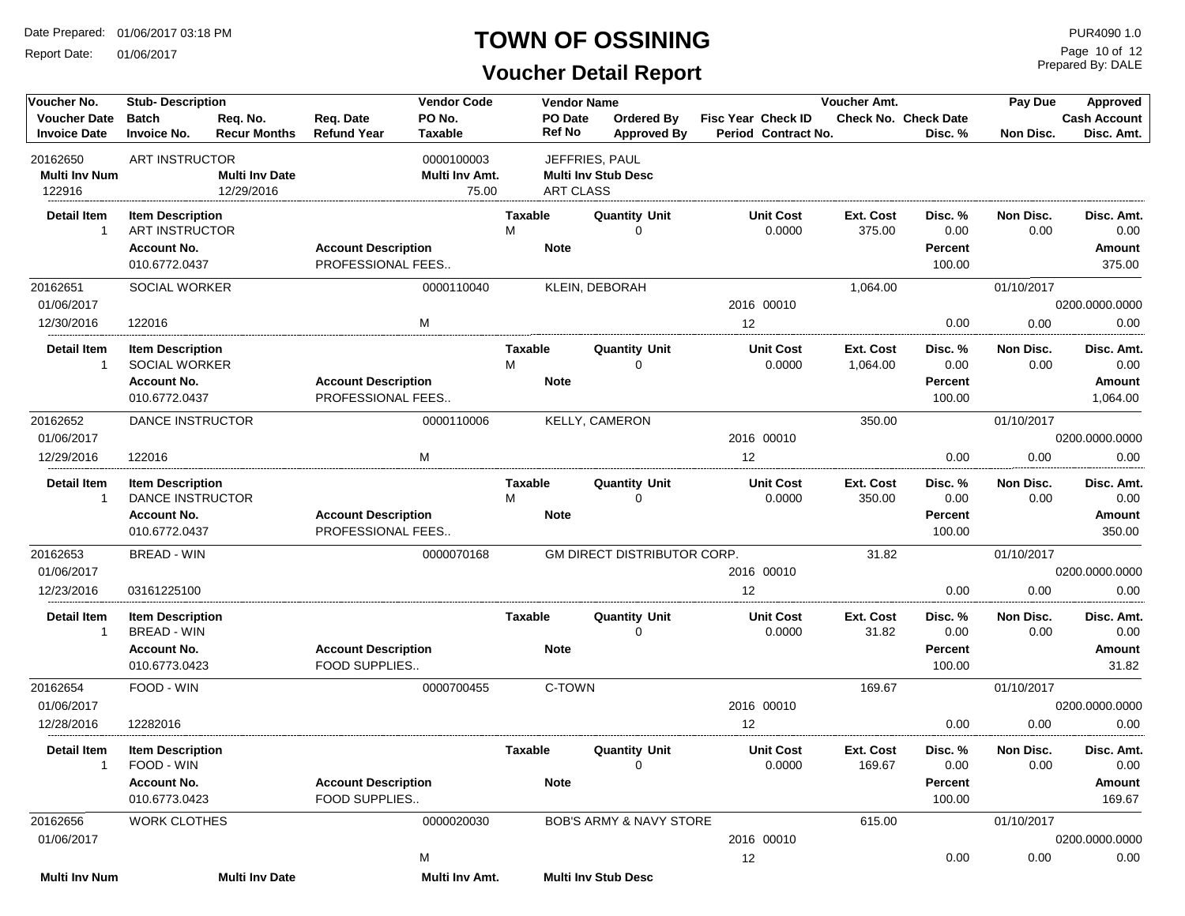Date Prepared: 01/06/2017 03:18 PM
Report Date: 01/06/2017

# TOWN OF OSSINING

## Voucher Detail Report

PUR4090 1.0
Prepared By: DALE

| Voucher No. | Stub- Description | | | Vendor Code | Vendor Name | | | | Voucher Amt. | | Pay Due | Approved |
|---|---|---|---|---|---|---|---|---|---|---|---|---|
| Voucher Date | Batch | Req. No. | Req. Date | PO No. | PO Date | Ordered By | Fisc Year | Check ID | Check No. | Check Date | | Cash Account |
| Invoice Date | Invoice No. | Recur Months | Refund Year | Taxable | Ref No | Approved By | Period | Contract No. | | Disc. % | Non Disc. | Disc. Amt. |
| 20162650 | ART INSTRUCTOR | | | 0000100003 | JEFFRIES, PAUL | | | | | | | |
| **Multi Inv Num** | | **Multi Inv Date** | | **Multi Inv Amt.** | **Multi Inv Stub Desc** | | | | | | | |
| 122916 | | 12/29/2016 | | 75.00 | ART CLASS | | | | | | | |
| **Detail Item** | **Item Description** | | | | **Taxable** | **Quantity Unit** | | **Unit Cost** | **Ext. Cost** | **Disc. %** | **Non Disc.** | **Disc. Amt.** |
| 1 | ART INSTRUCTOR | | | | M | 0 | | 0.0000 | 375.00 | 0.00 | 0.00 | 0.00 |
| | **Account No.** | | **Account Description** | | **Note** | | | | | **Percent** | | **Amount** |
| | 010.6772.0437 | | PROFESSIONAL FEES.. | | | | | | | 100.00 | | 375.00 |
| 20162651 | SOCIAL WORKER | | | 0000110040 | KLEIN, DEBORAH | | | | 1,064.00 | | 01/10/2017 | |
| 01/06/2017 | | | | | | | 2016 | 00010 | | | | 0200.0000.0000 |
| 12/30/2016 | 122016 | | | M | | | 12 | | | 0.00 | 0.00 | 0.00 |
| **Detail Item** | **Item Description** | | | | **Taxable** | **Quantity Unit** | | **Unit Cost** | **Ext. Cost** | **Disc. %** | **Non Disc.** | **Disc. Amt.** |
| 1 | SOCIAL WORKER | | | | M | 0 | | 0.0000 | 1,064.00 | 0.00 | 0.00 | 0.00 |
| | **Account No.** | | **Account Description** | | **Note** | | | | | **Percent** | | **Amount** |
| | 010.6772.0437 | | PROFESSIONAL FEES.. | | | | | | | 100.00 | | 1,064.00 |
| 20162652 | DANCE INSTRUCTOR | | | 0000110006 | KELLY, CAMERON | | | | 350.00 | | 01/10/2017 | |
| 01/06/2017 | | | | | | | 2016 | 00010 | | | | 0200.0000.0000 |
| 12/29/2016 | 122016 | | | M | | | 12 | | | 0.00 | 0.00 | 0.00 |
| **Detail Item** | **Item Description** | | | | **Taxable** | **Quantity Unit** | | **Unit Cost** | **Ext. Cost** | **Disc. %** | **Non Disc.** | **Disc. Amt.** |
| 1 | DANCE INSTRUCTOR | | | | M | 0 | | 0.0000 | 350.00 | 0.00 | 0.00 | 0.00 |
| | **Account No.** | | **Account Description** | | **Note** | | | | | **Percent** | | **Amount** |
| | 010.6772.0437 | | PROFESSIONAL FEES.. | | | | | | | 100.00 | | 350.00 |
| 20162653 | BREAD - WIN | | | 0000070168 | GM DIRECT DISTRIBUTOR CORP. | | | | 31.82 | | 01/10/2017 | |
| 01/06/2017 | | | | | | | 2016 | 00010 | | | | 0200.0000.0000 |
| 12/23/2016 | 03161225100 | | | | | | 12 | | | 0.00 | 0.00 | 0.00 |
| **Detail Item** | **Item Description** | | | | **Taxable** | **Quantity Unit** | | **Unit Cost** | **Ext. Cost** | **Disc. %** | **Non Disc.** | **Disc. Amt.** |
| 1 | BREAD - WIN | | | | | 0 | | 0.0000 | 31.82 | 0.00 | 0.00 | 0.00 |
| | **Account No.** | | **Account Description** | | **Note** | | | | | **Percent** | | **Amount** |
| | 010.6773.0423 | | FOOD SUPPLIES.. | | | | | | | 100.00 | | 31.82 |
| 20162654 | FOOD - WIN | | | 0000700455 | C-TOWN | | | | 169.67 | | 01/10/2017 | |
| 01/06/2017 | | | | | | | 2016 | 00010 | | | | 0200.0000.0000 |
| 12/28/2016 | 12282016 | | | | | | 12 | | | 0.00 | 0.00 | 0.00 |
| **Detail Item** | **Item Description** | | | | **Taxable** | **Quantity Unit** | | **Unit Cost** | **Ext. Cost** | **Disc. %** | **Non Disc.** | **Disc. Amt.** |
| 1 | FOOD - WIN | | | | | 0 | | 0.0000 | 169.67 | 0.00 | 0.00 | 0.00 |
| | **Account No.** | | **Account Description** | | **Note** | | | | | **Percent** | | **Amount** |
| | 010.6773.0423 | | FOOD SUPPLIES.. | | | | | | | 100.00 | | 169.67 |
| 20162656 | WORK CLOTHES | | | 0000020030 | BOB'S ARMY & NAVY STORE | | | | 615.00 | | 01/10/2017 | |
| 01/06/2017 | | | | | | | 2016 | 00010 | | | | 0200.0000.0000 |
| | | | | M | | | 12 | | | 0.00 | 0.00 | 0.00 |
| **Multi Inv Num** | | **Multi Inv Date** | | **Multi Inv Amt.** | **Multi Inv Stub Desc** | | | | | | | |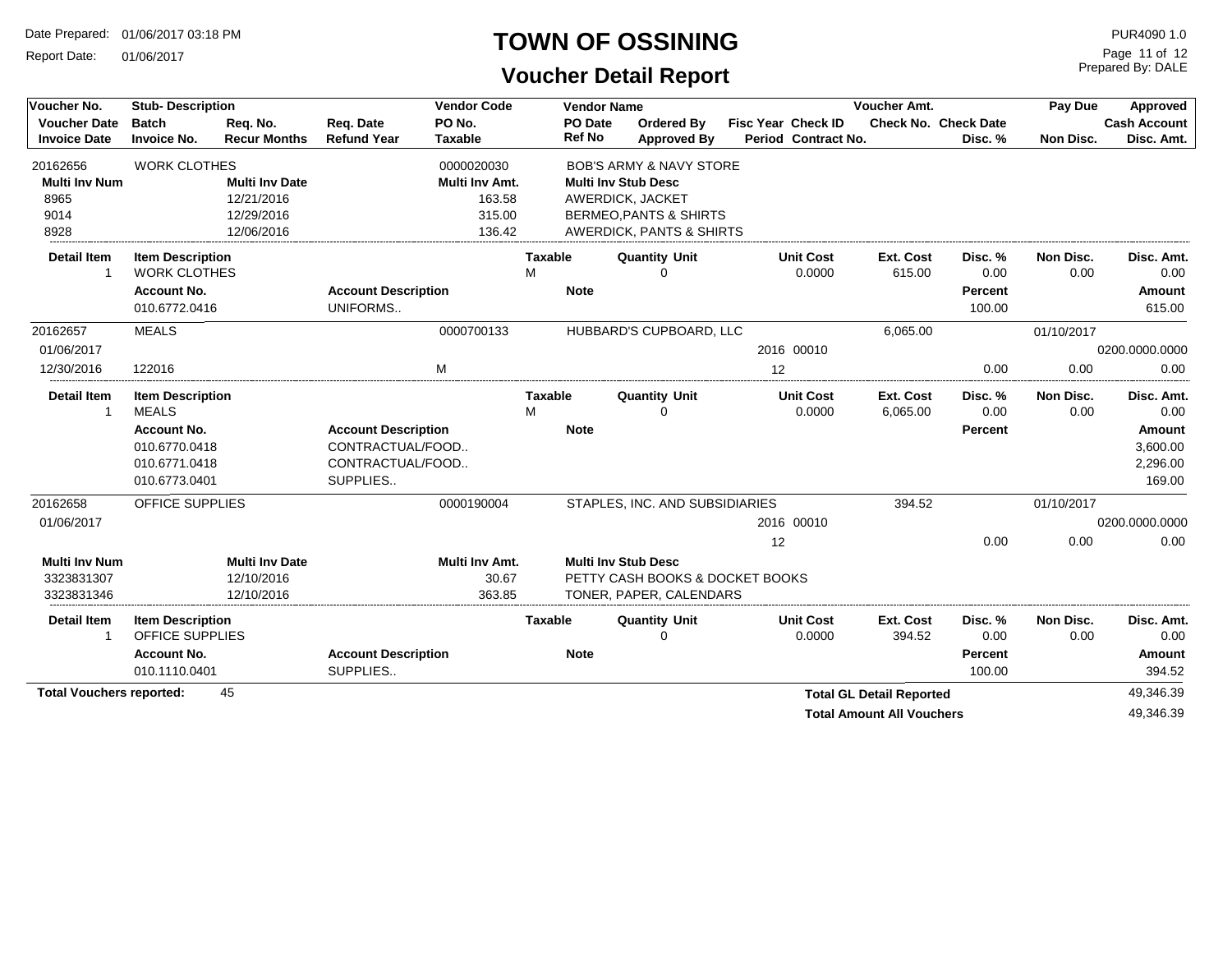# TOWN OF OSSINING

## Voucher Detail Report

Date Prepared: 01/06/2017 03:18 PM
Report Date: 01/06/2017

PUR4090 1.0
Prepared By: DALE

| Voucher No. | Stub- Description | | | Vendor Code | Vendor Name | | | | Voucher Amt. | | Pay Due | Approved |
|---|---|---|---|---|---|---|---|---|---|---|---|---|
| Voucher Date | Batch | Req. No. | Req. Date | PO No. | PO Date | Ordered By | Fisc Year | Check ID | Check No. | Check Date | | Cash Account |
| Invoice Date | Invoice No. | Recur Months | Refund Year | Taxable | Ref No | Approved By | Period | Contract No. | | Disc. % | Non Disc. | Disc. Amt. |

**20162656** WORK CLOTHES — Vendor Code: 0000020030 — BOB'S ARMY & NAVY STORE

| Multi Inv Num | Multi Inv Date | Multi Inv Amt. | Multi Inv Stub Desc |
|---|---|---|---|
| 8965 | 12/21/2016 | 163.58 | AWERDICK, JACKET |
| 9014 | 12/29/2016 | 315.00 | BERMEO,PANTS & SHIRTS |
| 8928 | 12/06/2016 | 136.42 | AWERDICK, PANTS & SHIRTS |

| Detail Item | Item Description | Taxable | Quantity | Unit | Unit Cost | Ext. Cost | Disc. % | Non Disc. | Disc. Amt. |
|---|---|---|---|---|---|---|---|---|---|
| 1 | WORK CLOTHES | M | 0 | | 0.0000 | 615.00 | 0.00 | 0.00 | 0.00 |

| Account No. | Account Description | Note | Percent | Amount |
|---|---|---|---|---|
| 010.6772.0416 | UNIFORMS.. | | 100.00 | 615.00 |

**20162657** MEALS — Vendor Code: 0000700133 — HUBBARD'S CUPBOARD, LLC — Voucher Amt.: 6,065.00 — Pay Due: 01/10/2017

Voucher Date: 01/06/2017 — Fisc Year: 2016 — Check ID: 00010 — Cash Account: 0200.0000.0000

Invoice Date: 12/30/2016 — Invoice No.: 122016 — Taxable: M — Period: 12 — Disc. %: 0.00 — Non Disc.: 0.00 — Disc. Amt.: 0.00

| Detail Item | Item Description | Taxable | Quantity | Unit | Unit Cost | Ext. Cost | Disc. % | Non Disc. | Disc. Amt. |
|---|---|---|---|---|---|---|---|---|---|
| 1 | MEALS | M | 0 | | 0.0000 | 6,065.00 | 0.00 | 0.00 | 0.00 |

| Account No. | Account Description | Note | Percent | Amount |
|---|---|---|---|---|
| 010.6770.0418 | CONTRACTUAL/FOOD.. | | | 3,600.00 |
| 010.6771.0418 | CONTRACTUAL/FOOD.. | | | 2,296.00 |
| 010.6773.0401 | SUPPLIES.. | | | 169.00 |

**20162658** OFFICE SUPPLIES — Vendor Code: 0000190004 — STAPLES, INC. AND SUBSIDIARIES — Voucher Amt.: 394.52 — Pay Due: 01/10/2017

Voucher Date: 01/06/2017 — Fisc Year: 2016 — Check ID: 00010 — Cash Account: 0200.0000.0000

Period: 12 — Disc. %: 0.00 — Non Disc.: 0.00 — Disc. Amt.: 0.00

| Multi Inv Num | Multi Inv Date | Multi Inv Amt. | Multi Inv Stub Desc |
|---|---|---|---|
| 3323831307 | 12/10/2016 | 30.67 | PETTY CASH BOOKS & DOCKET BOOKS |
| 3323831346 | 12/10/2016 | 363.85 | TONER, PAPER, CALENDARS |

| Detail Item | Item Description | Taxable | Quantity | Unit | Unit Cost | Ext. Cost | Disc. % | Non Disc. | Disc. Amt. |
|---|---|---|---|---|---|---|---|---|---|
| 1 | OFFICE SUPPLIES | | 0 | | 0.0000 | 394.52 | 0.00 | 0.00 | 0.00 |

| Account No. | Account Description | Note | Percent | Amount |
|---|---|---|---|---|
| 010.1110.0401 | SUPPLIES.. | | 100.00 | 394.52 |

**Total Vouchers reported:** 45

**Total GL Detail Reported** 49,346.39

**Total Amount All Vouchers** 49,346.39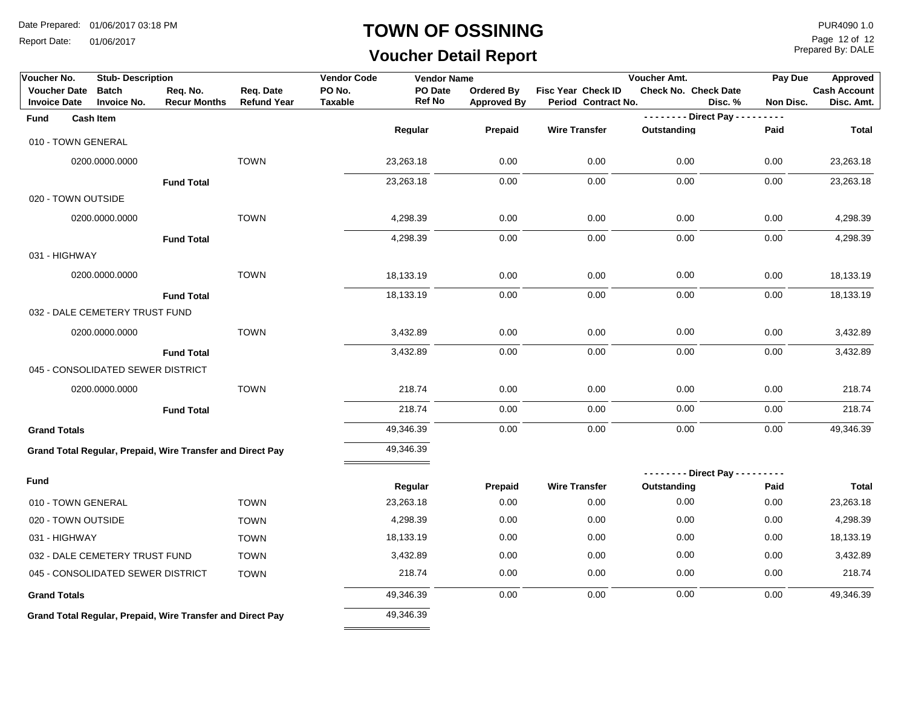# TOWN OF OSSINING

## Voucher Detail Report

Date Prepared: 01/06/2017 03:18 PM
Report Date: 01/06/2017

PUR4090 1.0
Prepared By: DALE

| Voucher No. | Stub- Description | | | Vendor Code | Vendor Name | | | | Voucher Amt. | | Pay Due | Approved |
|---|---|---|---|---|---|---|---|---|---|---|---|---|
| Voucher Date | Batch | Req. No. | Req. Date | PO No. | PO Date | Ordered By | Fisc Year | Check ID | Check No. | Check Date | | Cash Account |
| Invoice Date | Invoice No. | Recur Months | Refund Year | Taxable | Ref No | Approved By | Period | Contract No. | | Disc. % | Non Disc. | Disc. Amt. |

| Fund | Cash Item | | Regular | Prepaid | Wire Transfer | Direct Pay Outstanding | Direct Pay Paid | Total |
|---|---|---|---|---|---|---|---|---|
| 010 - TOWN GENERAL | | | | | | | | |
| | 0200.0000.0000 | TOWN | 23,263.18 | 0.00 | 0.00 | 0.00 | 0.00 | 23,263.18 |
| | Fund Total | | 23,263.18 | 0.00 | 0.00 | 0.00 | 0.00 | 23,263.18 |
| 020 - TOWN OUTSIDE | | | | | | | | |
| | 0200.0000.0000 | TOWN | 4,298.39 | 0.00 | 0.00 | 0.00 | 0.00 | 4,298.39 |
| | Fund Total | | 4,298.39 | 0.00 | 0.00 | 0.00 | 0.00 | 4,298.39 |
| 031 - HIGHWAY | | | | | | | | |
| | 0200.0000.0000 | TOWN | 18,133.19 | 0.00 | 0.00 | 0.00 | 0.00 | 18,133.19 |
| | Fund Total | | 18,133.19 | 0.00 | 0.00 | 0.00 | 0.00 | 18,133.19 |
| 032 - DALE CEMETERY TRUST FUND | | | | | | | | |
| | 0200.0000.0000 | TOWN | 3,432.89 | 0.00 | 0.00 | 0.00 | 0.00 | 3,432.89 |
| | Fund Total | | 3,432.89 | 0.00 | 0.00 | 0.00 | 0.00 | 3,432.89 |
| 045 - CONSOLIDATED SEWER DISTRICT | | | | | | | | |
| | 0200.0000.0000 | TOWN | 218.74 | 0.00 | 0.00 | 0.00 | 0.00 | 218.74 |
| | Fund Total | | 218.74 | 0.00 | 0.00 | 0.00 | 0.00 | 218.74 |
| **Grand Totals** | | | 49,346.39 | 0.00 | 0.00 | 0.00 | 0.00 | 49,346.39 |
| **Grand Total Regular, Prepaid, Wire Transfer and Direct Pay** | | | 49,346.39 | | | | | |

| Fund | | Regular | Prepaid | Wire Transfer | Direct Pay Outstanding | Direct Pay Paid | Total |
|---|---|---|---|---|---|---|---|
| 010 - TOWN GENERAL | TOWN | 23,263.18 | 0.00 | 0.00 | 0.00 | 0.00 | 23,263.18 |
| 020 - TOWN OUTSIDE | TOWN | 4,298.39 | 0.00 | 0.00 | 0.00 | 0.00 | 4,298.39 |
| 031 - HIGHWAY | TOWN | 18,133.19 | 0.00 | 0.00 | 0.00 | 0.00 | 18,133.19 |
| 032 - DALE CEMETERY TRUST FUND | TOWN | 3,432.89 | 0.00 | 0.00 | 0.00 | 0.00 | 3,432.89 |
| 045 - CONSOLIDATED SEWER DISTRICT | TOWN | 218.74 | 0.00 | 0.00 | 0.00 | 0.00 | 218.74 |
| **Grand Totals** | | 49,346.39 | 0.00 | 0.00 | 0.00 | 0.00 | 49,346.39 |
| **Grand Total Regular, Prepaid, Wire Transfer and Direct Pay** | | 49,346.39 | | | | | |